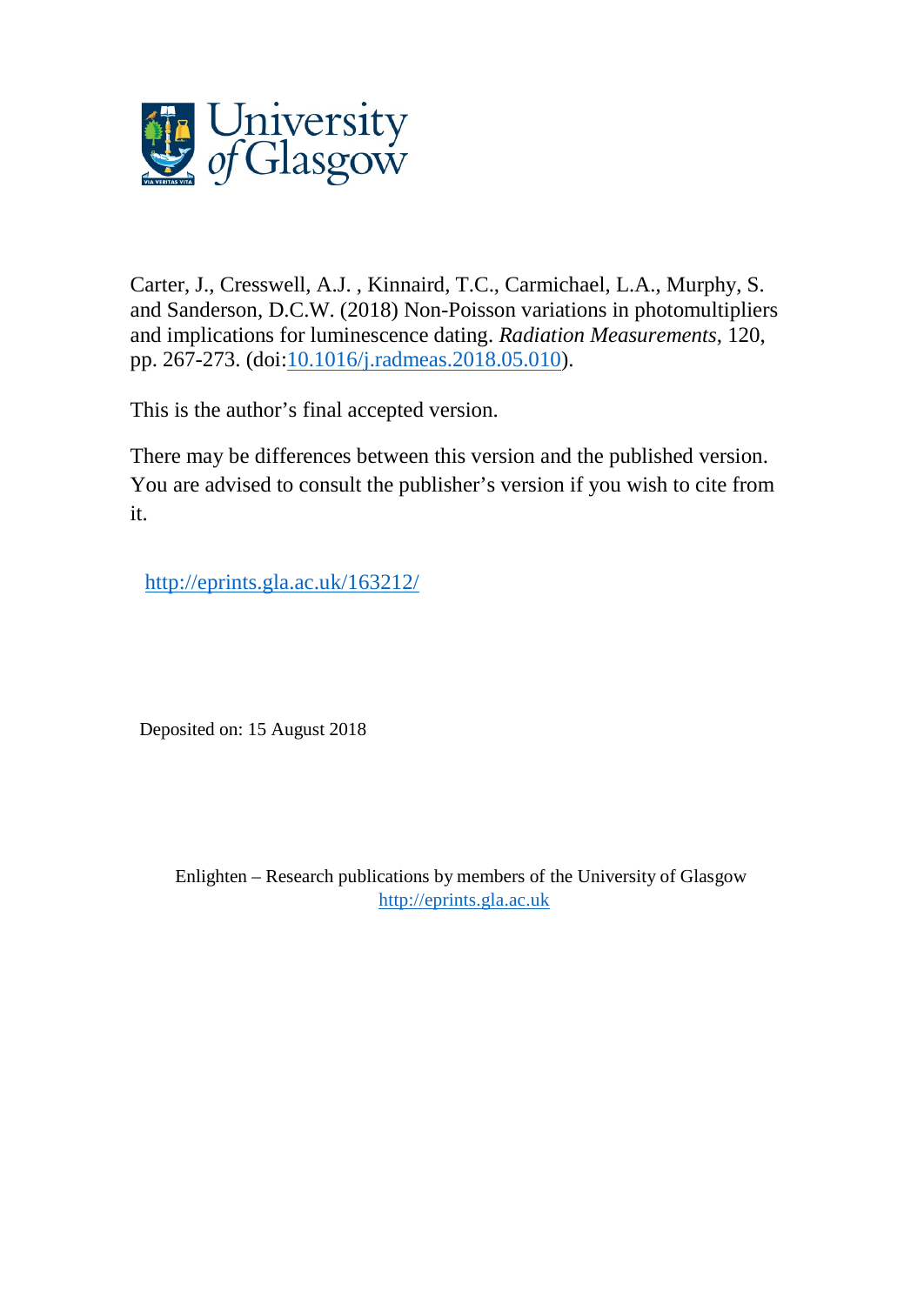Carter, J., Cresswell, A.J. , Kinnaird, T.C., Carmichael, L.A., Murphy, S. and Sanderson, D.C.W. (2018) Non-Poisson variations in photomultipliers and implications for luminescence dating. *Radiation Measurements*, 120, pp. 267-273. (doi:[10.1016/j.radmeas.2018.05.010](https://doi.org/10.1016/j.radmeas.2018.05.010)).

This is the author's final accepted version.

There may be differences between this version and the published version. You are advised to consult the publisher's version if you wish to cite from it.

http://eprints.gla.ac.uk/163212/

Deposited on: 15 August 2018

Enlighten – Research publications by members of the University of Glasgow
http://eprints.gla.ac.uk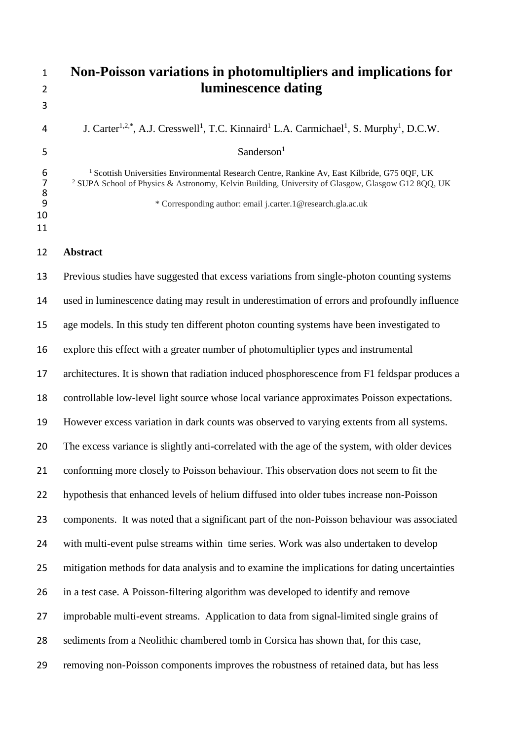# Non-Poisson variations in photomultipliers and implications for luminescence dating

J. Carter[1,2,*], A.J. Cresswell[1], T.C. Kinnaird[1] L.A. Carmichael[1], S. Murphy[1], D.C.W. Sanderson[1]

[1] Scottish Universities Environmental Research Centre, Rankine Av, East Kilbride, G75 0QF, UK
[2] SUPA School of Physics & Astronomy, Kelvin Building, University of Glasgow, Glasgow G12 8QQ, UK

* Corresponding author: email j.carter.1@research.gla.ac.uk

## Abstract

Previous studies have suggested that excess variations from single-photon counting systems used in luminescence dating may result in underestimation of errors and profoundly influence age models. In this study ten different photon counting systems have been investigated to explore this effect with a greater number of photomultiplier types and instrumental architectures. It is shown that radiation induced phosphorescence from F1 feldspar produces a controllable low-level light source whose local variance approximates Poisson expectations. However excess variation in dark counts was observed to varying extents from all systems. The excess variance is slightly anti-correlated with the age of the system, with older devices conforming more closely to Poisson behaviour. This observation does not seem to fit the hypothesis that enhanced levels of helium diffused into older tubes increase non-Poisson components. It was noted that a significant part of the non-Poisson behaviour was associated with multi-event pulse streams within time series. Work was also undertaken to develop mitigation methods for data analysis and to examine the implications for dating uncertainties in a test case. A Poisson-filtering algorithm was developed to identify and remove improbable multi-event streams. Application to data from signal-limited single grains of sediments from a Neolithic chambered tomb in Corsica has shown that, for this case, removing non-Poisson components improves the robustness of retained data, but has less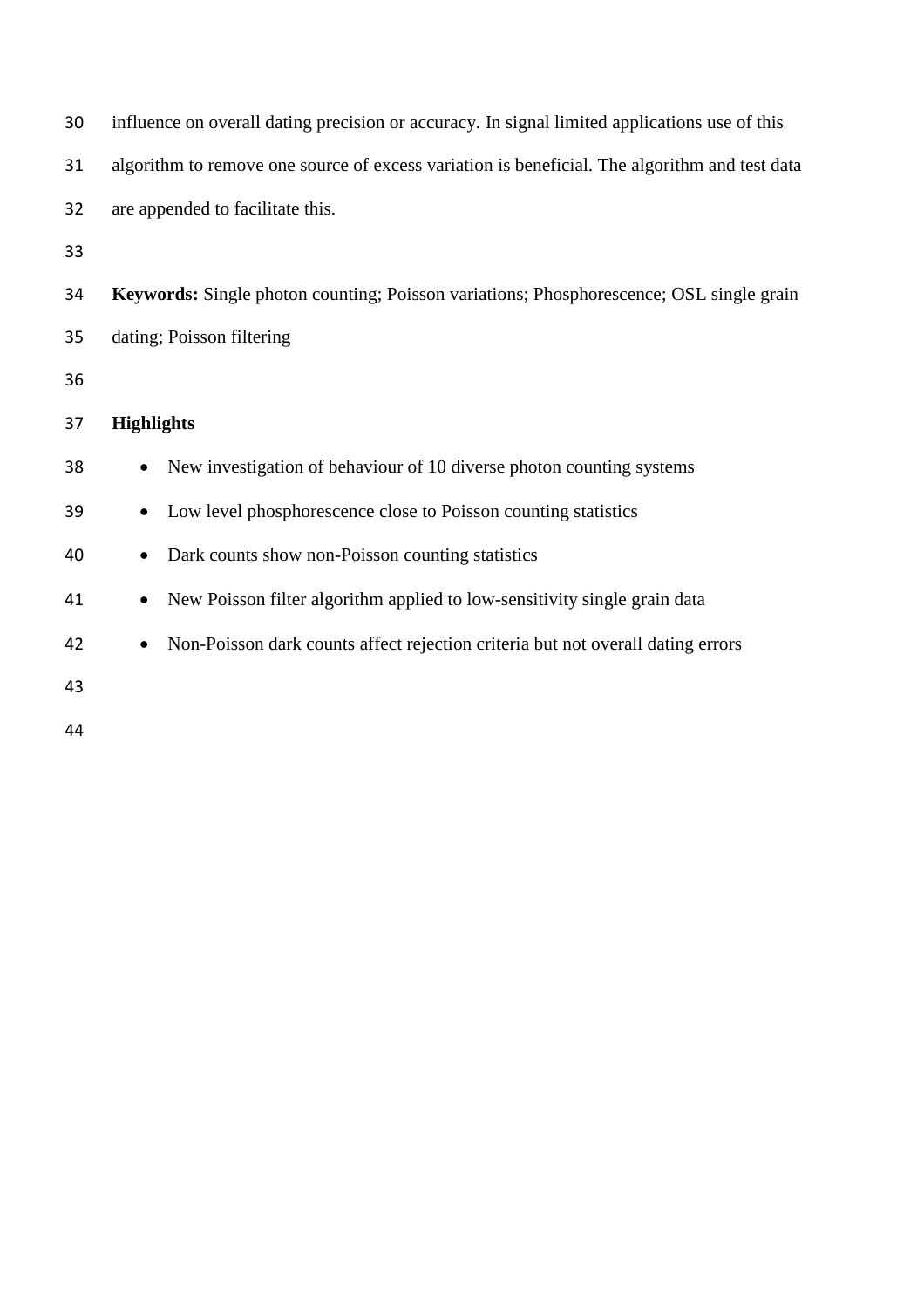influence on overall dating precision or accuracy. In signal limited applications use of this algorithm to remove one source of excess variation is beneficial. The algorithm and test data are appended to facilitate this.

**Keywords:** Single photon counting; Poisson variations; Phosphorescence; OSL single grain dating; Poisson filtering

**Highlights**

- New investigation of behaviour of 10 diverse photon counting systems
- Low level phosphorescence close to Poisson counting statistics
- Dark counts show non-Poisson counting statistics
- New Poisson filter algorithm applied to low-sensitivity single grain data
- Non-Poisson dark counts affect rejection criteria but not overall dating errors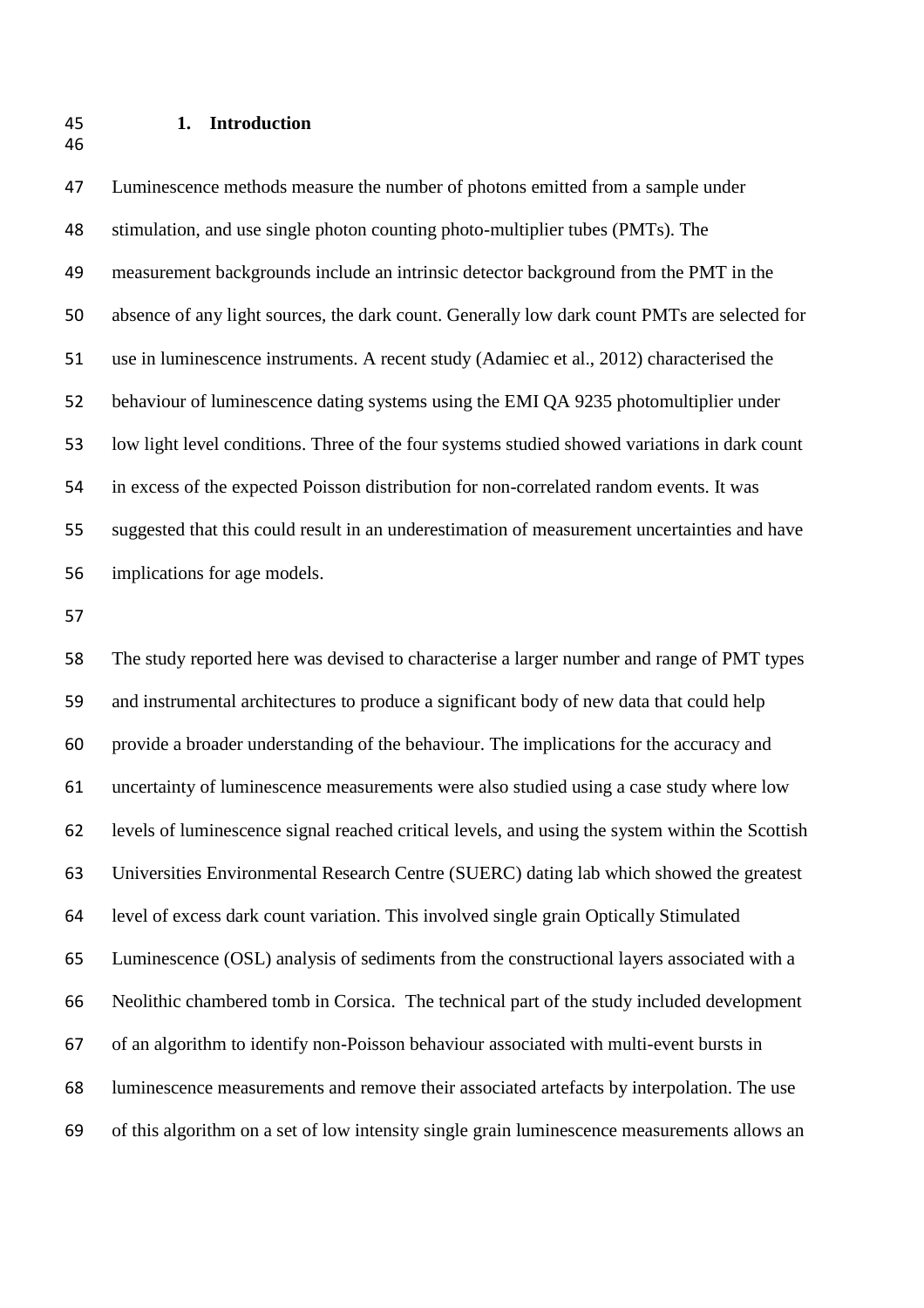## 1. Introduction

Luminescence methods measure the number of photons emitted from a sample under stimulation, and use single photon counting photo-multiplier tubes (PMTs). The measurement backgrounds include an intrinsic detector background from the PMT in the absence of any light sources, the dark count. Generally low dark count PMTs are selected for use in luminescence instruments. A recent study (Adamiec et al., 2012) characterised the behaviour of luminescence dating systems using the EMI QA 9235 photomultiplier under low light level conditions. Three of the four systems studied showed variations in dark count in excess of the expected Poisson distribution for non-correlated random events. It was suggested that this could result in an underestimation of measurement uncertainties and have implications for age models.

The study reported here was devised to characterise a larger number and range of PMT types and instrumental architectures to produce a significant body of new data that could help provide a broader understanding of the behaviour. The implications for the accuracy and uncertainty of luminescence measurements were also studied using a case study where low levels of luminescence signal reached critical levels, and using the system within the Scottish Universities Environmental Research Centre (SUERC) dating lab which showed the greatest level of excess dark count variation. This involved single grain Optically Stimulated Luminescence (OSL) analysis of sediments from the constructional layers associated with a Neolithic chambered tomb in Corsica. The technical part of the study included development of an algorithm to identify non-Poisson behaviour associated with multi-event bursts in luminescence measurements and remove their associated artefacts by interpolation. The use of this algorithm on a set of low intensity single grain luminescence measurements allows an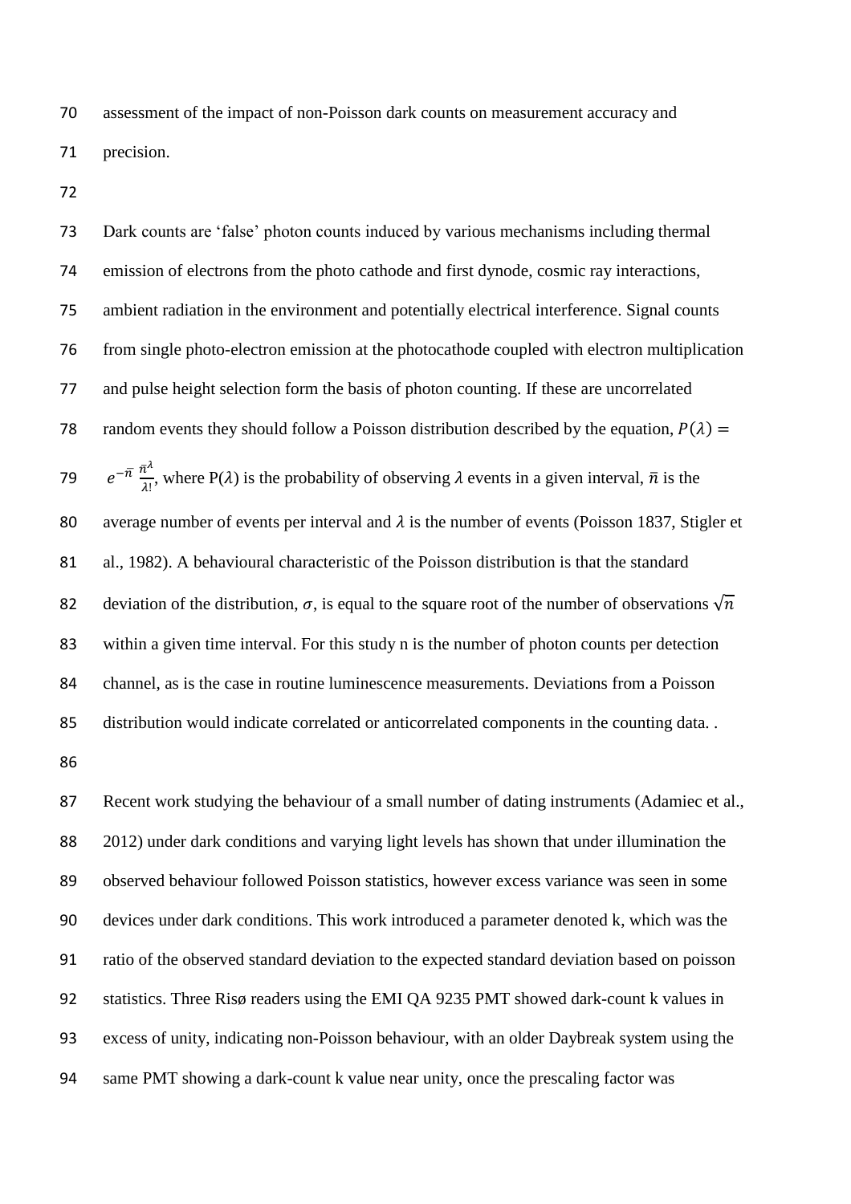assessment of the impact of non-Poisson dark counts on measurement accuracy and precision.

Dark counts are 'false' photon counts induced by various mechanisms including thermal emission of electrons from the photo cathode and first dynode, cosmic ray interactions, ambient radiation in the environment and potentially electrical interference. Signal counts from single photo-electron emission at the photocathode coupled with electron multiplication and pulse height selection form the basis of photon counting. If these are uncorrelated random events they should follow a Poisson distribution described by the equation, $P(\lambda) = e^{-\bar{n}} \frac{\bar{n}^{\lambda}}{\lambda!}$, where $P(\lambda)$ is the probability of observing $\lambda$ events in a given interval, $\bar{n}$ is the average number of events per interval and $\lambda$ is the number of events (Poisson 1837, Stigler et al., 1982). A behavioural characteristic of the Poisson distribution is that the standard deviation of the distribution, $\sigma$, is equal to the square root of the number of observations $\sqrt{n}$ within a given time interval. For this study n is the number of photon counts per detection channel, as is the case in routine luminescence measurements. Deviations from a Poisson distribution would indicate correlated or anticorrelated components in the counting data. .

Recent work studying the behaviour of a small number of dating instruments (Adamiec et al., 2012) under dark conditions and varying light levels has shown that under illumination the observed behaviour followed Poisson statistics, however excess variance was seen in some devices under dark conditions. This work introduced a parameter denoted k, which was the ratio of the observed standard deviation to the expected standard deviation based on poisson statistics. Three Risø readers using the EMI QA 9235 PMT showed dark-count k values in excess of unity, indicating non-Poisson behaviour, with an older Daybreak system using the same PMT showing a dark-count k value near unity, once the prescaling factor was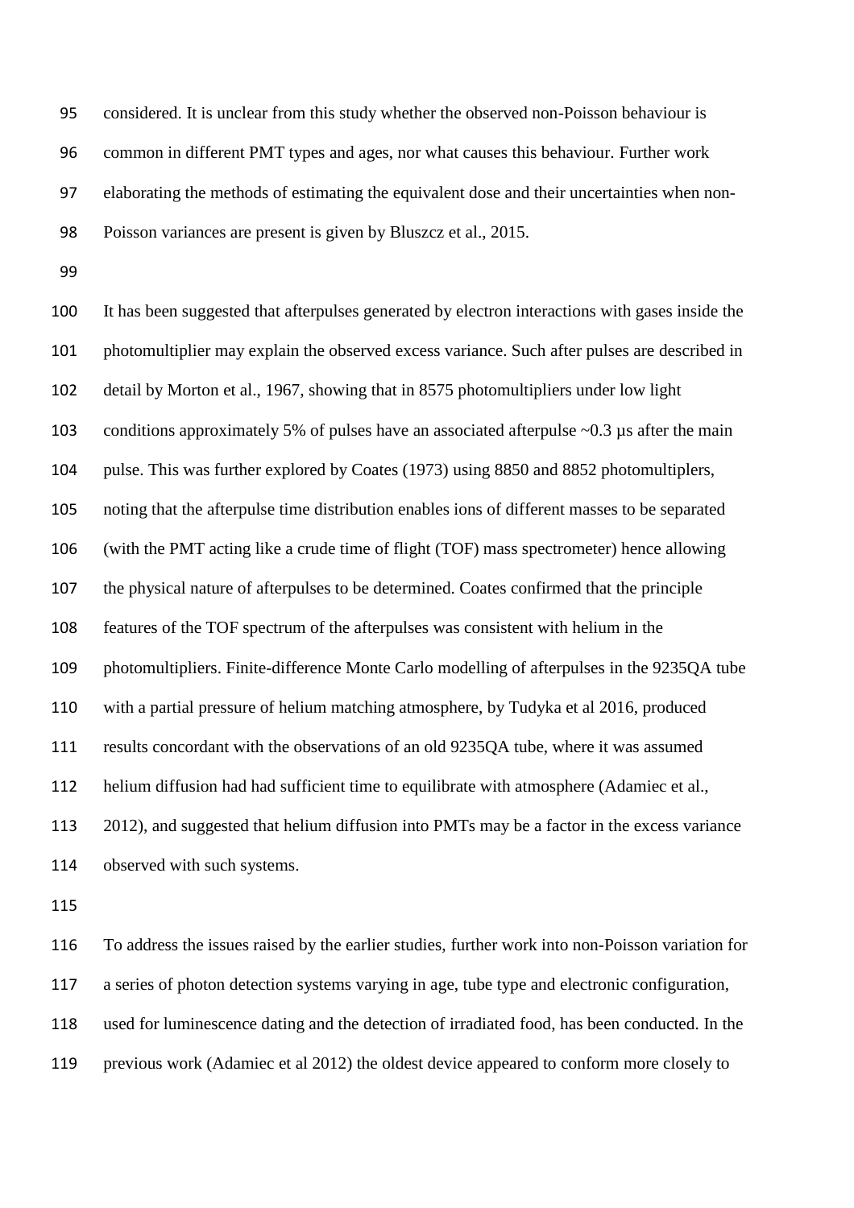considered. It is unclear from this study whether the observed non-Poisson behaviour is common in different PMT types and ages, nor what causes this behaviour. Further work elaborating the methods of estimating the equivalent dose and their uncertainties when non-Poisson variances are present is given by Bluszcz et al., 2015.

It has been suggested that afterpulses generated by electron interactions with gases inside the photomultiplier may explain the observed excess variance. Such after pulses are described in detail by Morton et al., 1967, showing that in 8575 photomultipliers under low light conditions approximately 5% of pulses have an associated afterpulse ~0.3 µs after the main pulse. This was further explored by Coates (1973) using 8850 and 8852 photomultiplers, noting that the afterpulse time distribution enables ions of different masses to be separated (with the PMT acting like a crude time of flight (TOF) mass spectrometer) hence allowing the physical nature of afterpulses to be determined. Coates confirmed that the principle features of the TOF spectrum of the afterpulses was consistent with helium in the photomultipliers. Finite-difference Monte Carlo modelling of afterpulses in the 9235QA tube with a partial pressure of helium matching atmosphere, by Tudyka et al 2016, produced results concordant with the observations of an old 9235QA tube, where it was assumed helium diffusion had had sufficient time to equilibrate with atmosphere (Adamiec et al., 2012), and suggested that helium diffusion into PMTs may be a factor in the excess variance observed with such systems.

To address the issues raised by the earlier studies, further work into non-Poisson variation for a series of photon detection systems varying in age, tube type and electronic configuration, used for luminescence dating and the detection of irradiated food, has been conducted. In the previous work (Adamiec et al 2012) the oldest device appeared to conform more closely to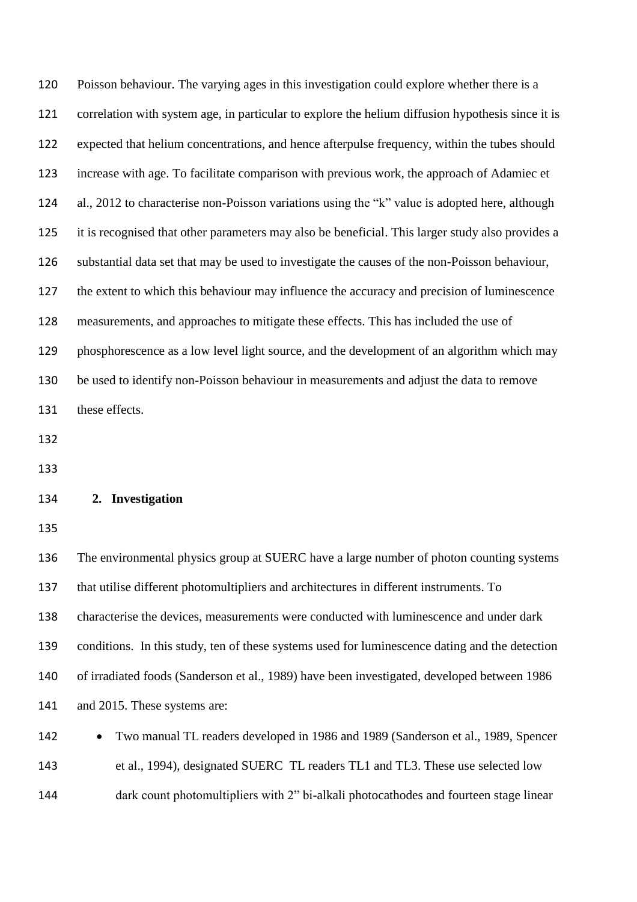Poisson behaviour. The varying ages in this investigation could explore whether there is a correlation with system age, in particular to explore the helium diffusion hypothesis since it is expected that helium concentrations, and hence afterpulse frequency, within the tubes should increase with age. To facilitate comparison with previous work, the approach of Adamiec et al., 2012 to characterise non-Poisson variations using the "k" value is adopted here, although it is recognised that other parameters may also be beneficial. This larger study also provides a substantial data set that may be used to investigate the causes of the non-Poisson behaviour, the extent to which this behaviour may influence the accuracy and precision of luminescence measurements, and approaches to mitigate these effects. This has included the use of phosphorescence as a low level light source, and the development of an algorithm which may be used to identify non-Poisson behaviour in measurements and adjust the data to remove these effects.

## 2. Investigation

The environmental physics group at SUERC have a large number of photon counting systems that utilise different photomultipliers and architectures in different instruments. To characterise the devices, measurements were conducted with luminescence and under dark conditions. In this study, ten of these systems used for luminescence dating and the detection of irradiated foods (Sanderson et al., 1989) have been investigated, developed between 1986 and 2015. These systems are:

- Two manual TL readers developed in 1986 and 1989 (Sanderson et al., 1989, Spencer et al., 1994), designated SUERC TL readers TL1 and TL3. These use selected low dark count photomultipliers with 2" bi-alkali photocathodes and fourteen stage linear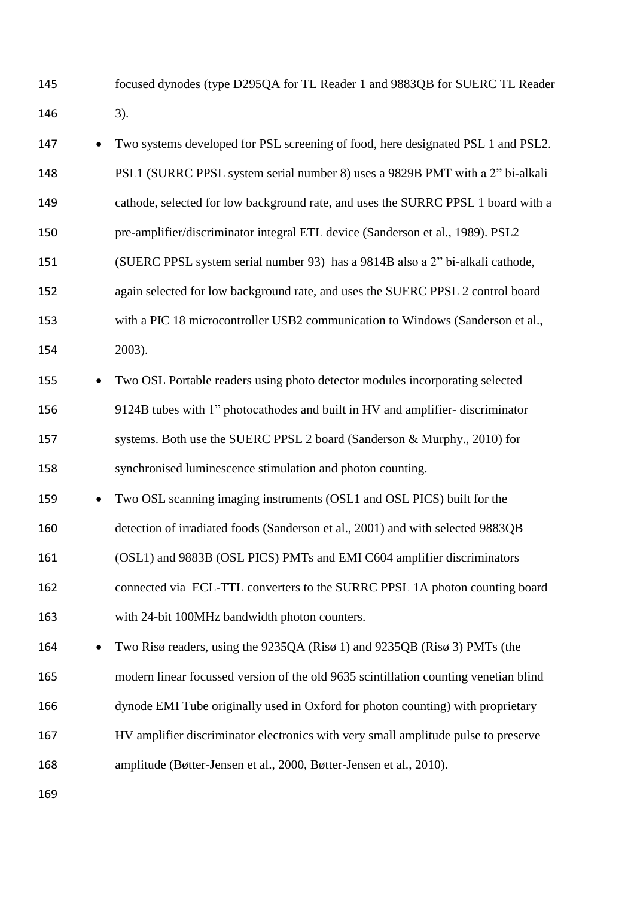focused dynodes (type D295QA for TL Reader 1 and 9883QB for SUERC TL Reader 3).

- Two systems developed for PSL screening of food, here designated PSL 1 and PSL2. PSL1 (SURRC PPSL system serial number 8) uses a 9829B PMT with a 2" bi-alkali cathode, selected for low background rate, and uses the SURRC PPSL 1 board with a pre-amplifier/discriminator integral ETL device (Sanderson et al., 1989). PSL2 (SUERC PPSL system serial number 93) has a 9814B also a 2" bi-alkali cathode, again selected for low background rate, and uses the SUERC PPSL 2 control board with a PIC 18 microcontroller USB2 communication to Windows (Sanderson et al., 2003).
- Two OSL Portable readers using photo detector modules incorporating selected 9124B tubes with 1" photocathodes and built in HV and amplifier- discriminator systems. Both use the SUERC PPSL 2 board (Sanderson & Murphy., 2010) for synchronised luminescence stimulation and photon counting.
- Two OSL scanning imaging instruments (OSL1 and OSL PICS) built for the detection of irradiated foods (Sanderson et al., 2001) and with selected 9883QB (OSL1) and 9883B (OSL PICS) PMTs and EMI C604 amplifier discriminators connected via ECL-TTL converters to the SURRC PPSL 1A photon counting board with 24-bit 100MHz bandwidth photon counters.
- Two Risø readers, using the 9235QA (Risø 1) and 9235QB (Risø 3) PMTs (the modern linear focussed version of the old 9635 scintillation counting venetian blind dynode EMI Tube originally used in Oxford for photon counting) with proprietary HV amplifier discriminator electronics with very small amplitude pulse to preserve amplitude (Bøtter-Jensen et al., 2000, Bøtter-Jensen et al., 2010).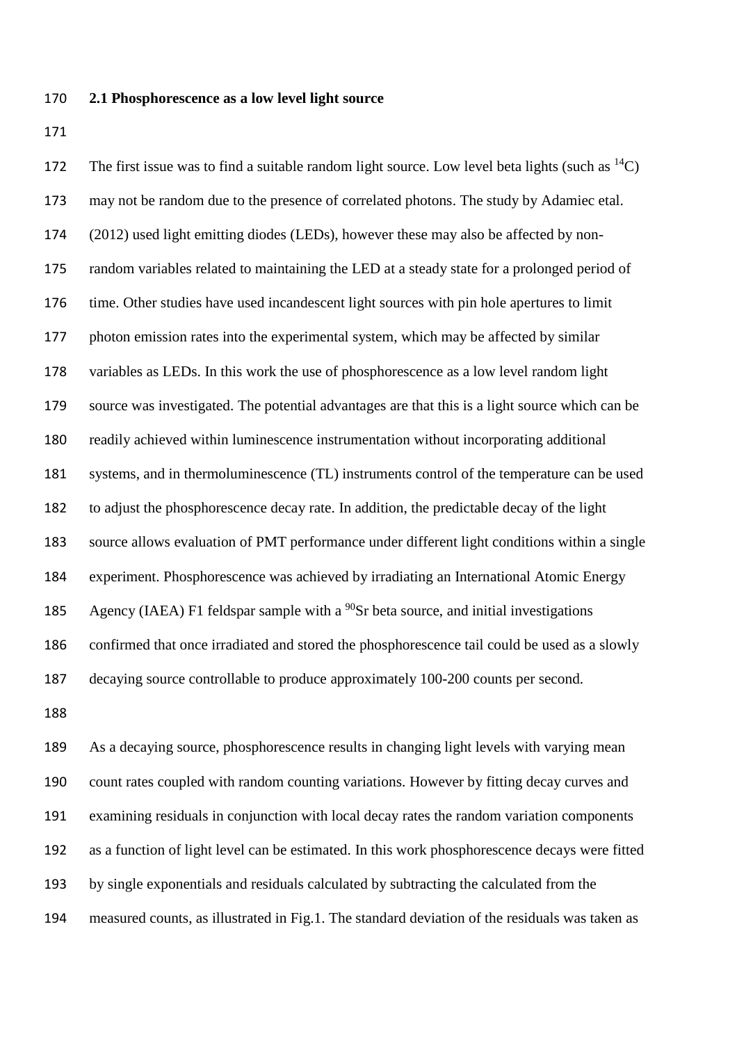### 2.1 Phosphorescence as a low level light source

The first issue was to find a suitable random light source. Low level beta lights (such as $^{14}C$) may not be random due to the presence of correlated photons. The study by Adamiec etal. (2012) used light emitting diodes (LEDs), however these may also be affected by non-random variables related to maintaining the LED at a steady state for a prolonged period of time. Other studies have used incandescent light sources with pin hole apertures to limit photon emission rates into the experimental system, which may be affected by similar variables as LEDs. In this work the use of phosphorescence as a low level random light source was investigated. The potential advantages are that this is a light source which can be readily achieved within luminescence instrumentation without incorporating additional systems, and in thermoluminescence (TL) instruments control of the temperature can be used to adjust the phosphorescence decay rate. In addition, the predictable decay of the light source allows evaluation of PMT performance under different light conditions within a single experiment. Phosphorescence was achieved by irradiating an International Atomic Energy Agency (IAEA) F1 feldspar sample with a $^{90}Sr$ beta source, and initial investigations confirmed that once irradiated and stored the phosphorescence tail could be used as a slowly decaying source controllable to produce approximately 100-200 counts per second.

As a decaying source, phosphorescence results in changing light levels with varying mean count rates coupled with random counting variations. However by fitting decay curves and examining residuals in conjunction with local decay rates the random variation components as a function of light level can be estimated. In this work phosphorescence decays were fitted by single exponentials and residuals calculated by subtracting the calculated from the measured counts, as illustrated in Fig.1. The standard deviation of the residuals was taken as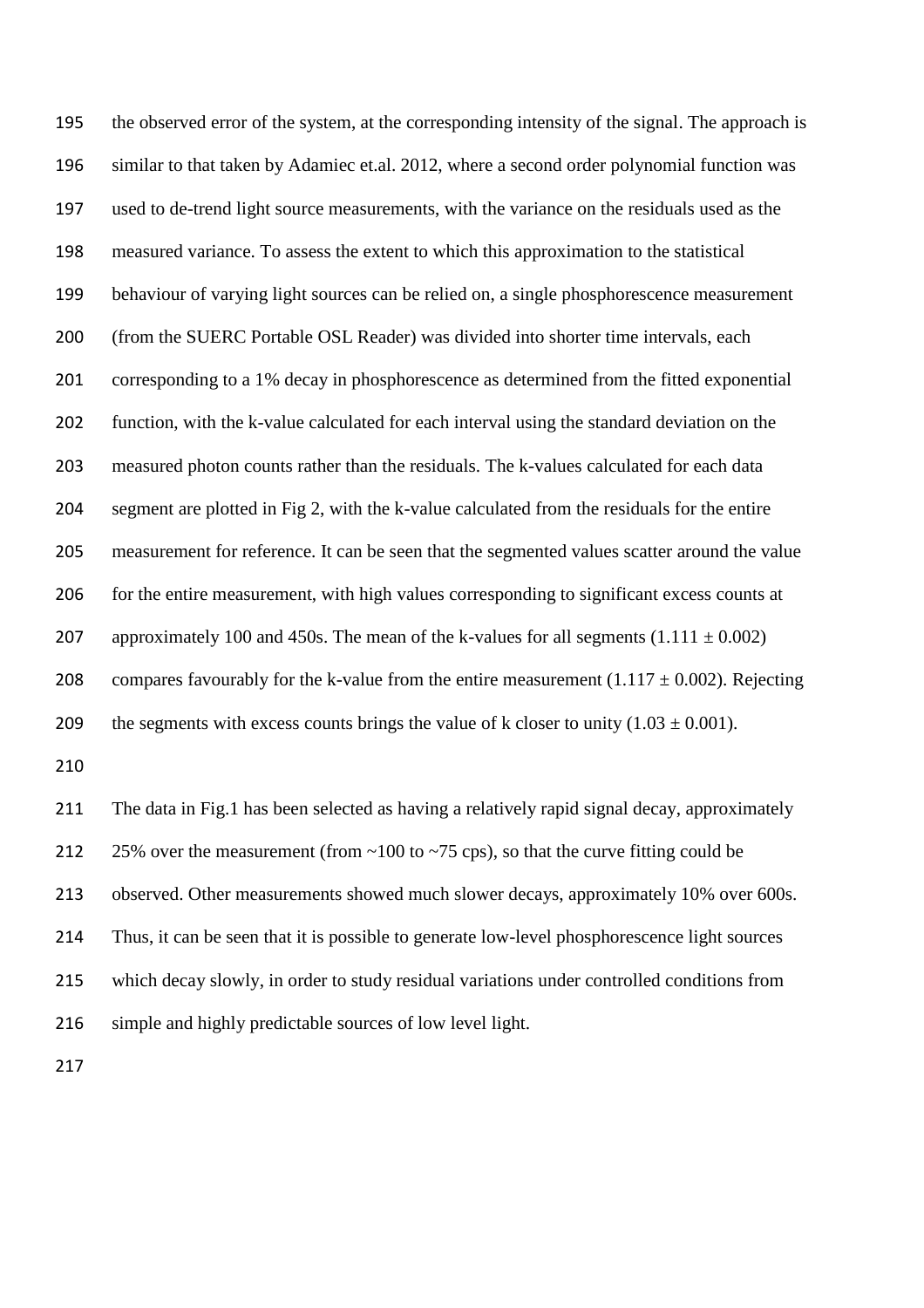the observed error of the system, at the corresponding intensity of the signal. The approach is similar to that taken by Adamiec et.al. 2012, where a second order polynomial function was used to de-trend light source measurements, with the variance on the residuals used as the measured variance. To assess the extent to which this approximation to the statistical behaviour of varying light sources can be relied on, a single phosphorescence measurement (from the SUERC Portable OSL Reader) was divided into shorter time intervals, each corresponding to a 1% decay in phosphorescence as determined from the fitted exponential function, with the k-value calculated for each interval using the standard deviation on the measured photon counts rather than the residuals. The k-values calculated for each data segment are plotted in Fig 2, with the k-value calculated from the residuals for the entire measurement for reference. It can be seen that the segmented values scatter around the value for the entire measurement, with high values corresponding to significant excess counts at approximately 100 and 450s. The mean of the k-values for all segments ($1.111 \pm 0.002$) compares favourably for the k-value from the entire measurement ($1.117 \pm 0.002$). Rejecting the segments with excess counts brings the value of k closer to unity ($1.03 \pm 0.001$).

The data in Fig.1 has been selected as having a relatively rapid signal decay, approximately 25% over the measurement (from ~100 to ~75 cps), so that the curve fitting could be observed. Other measurements showed much slower decays, approximately 10% over 600s. Thus, it can be seen that it is possible to generate low-level phosphorescence light sources which decay slowly, in order to study residual variations under controlled conditions from simple and highly predictable sources of low level light.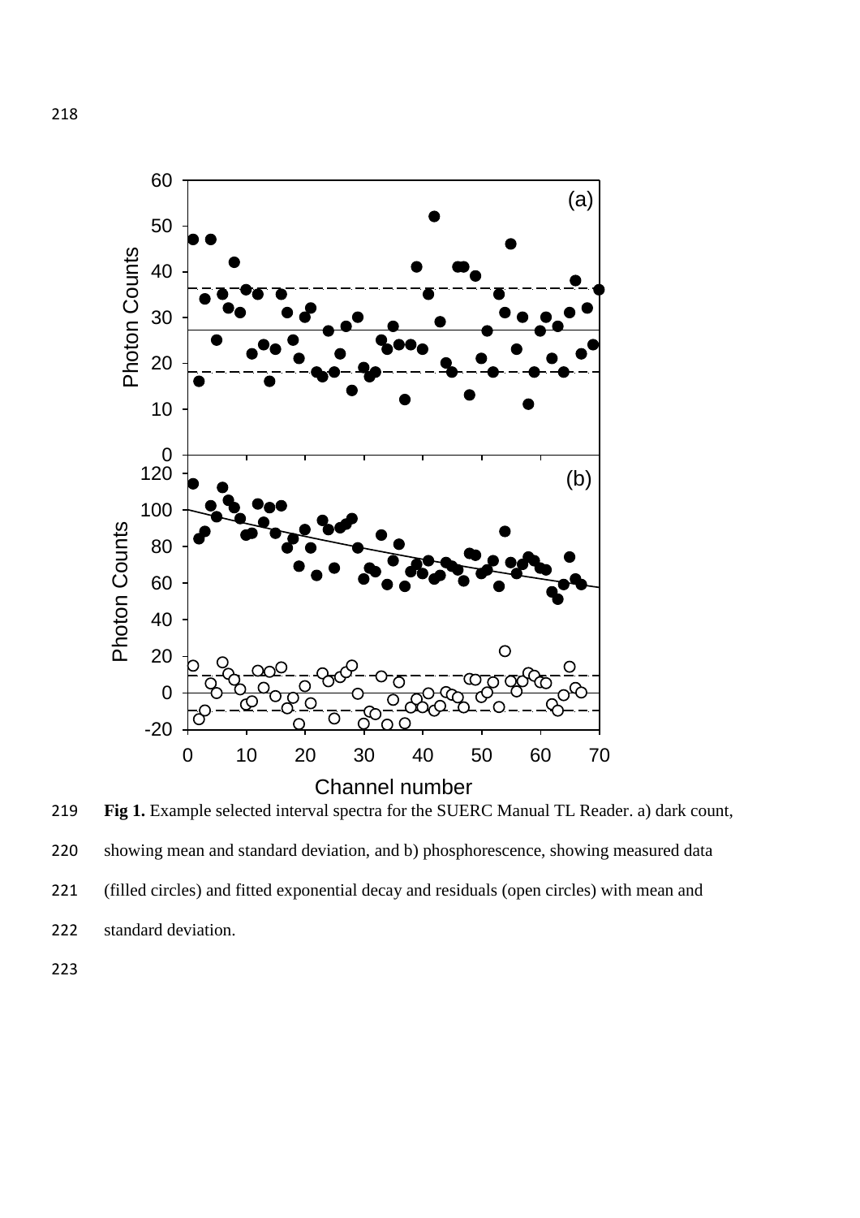**Fig 1.** Example selected interval spectra for the SUERC Manual TL Reader. a) dark count, showing mean and standard deviation, and b) phosphorescence, showing measured data (filled circles) and fitted exponential decay and residuals (open circles) with mean and standard deviation.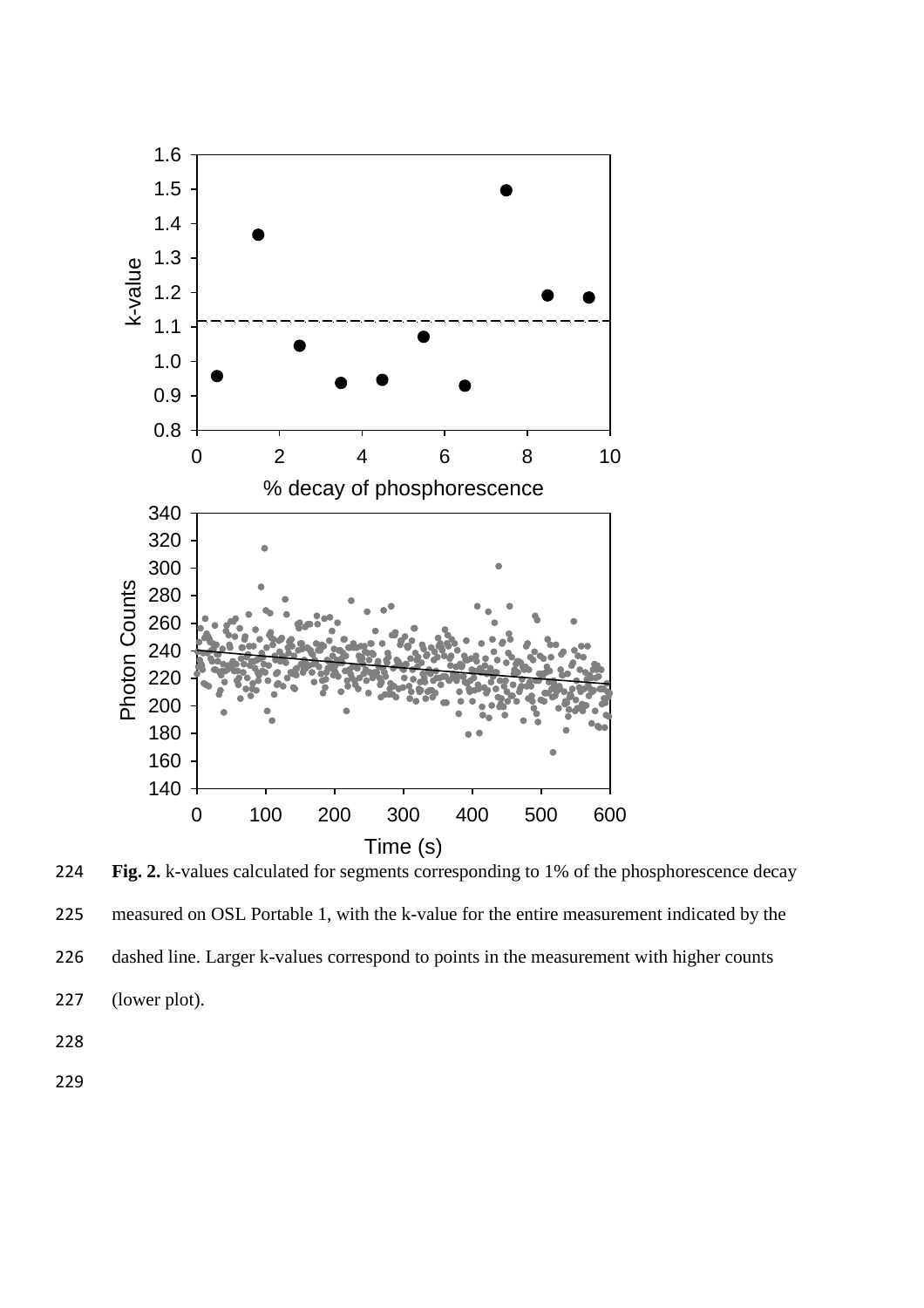**Fig. 2.** k-values calculated for segments corresponding to 1% of the phosphorescence decay measured on OSL Portable 1, with the k-value for the entire measurement indicated by the dashed line. Larger k-values correspond to points in the measurement with higher counts (lower plot).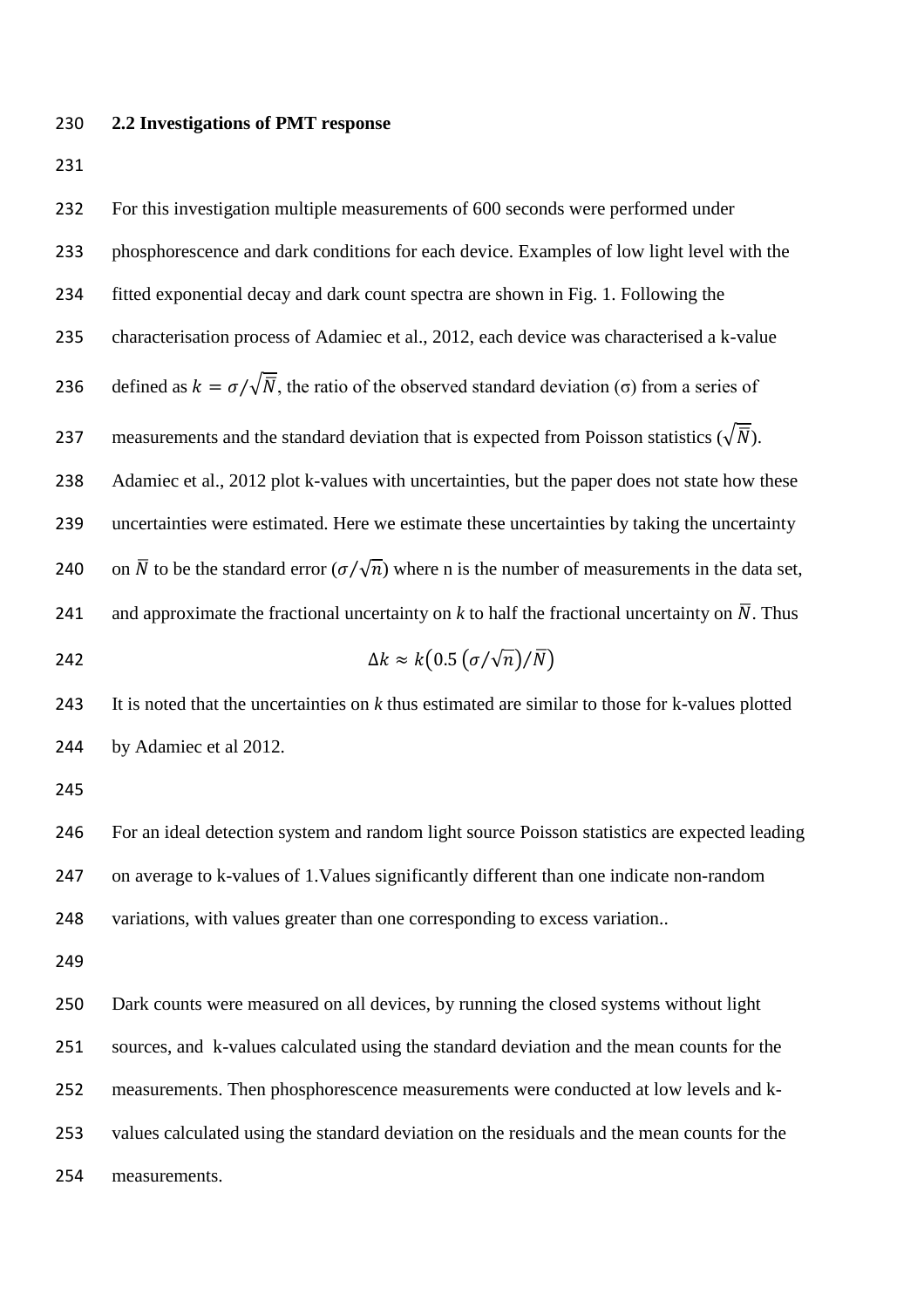## 2.2 Investigations of PMT response

For this investigation multiple measurements of 600 seconds were performed under phosphorescence and dark conditions for each device. Examples of low light level with the fitted exponential decay and dark count spectra are shown in Fig. 1. Following the characterisation process of Adamiec et al., 2012, each device was characterised a k-value defined as $k = \sigma/\sqrt{\overline{N}}$, the ratio of the observed standard deviation (σ) from a series of measurements and the standard deviation that is expected from Poisson statistics ($\sqrt{\overline{N}}$). Adamiec et al., 2012 plot k-values with uncertainties, but the paper does not state how these uncertainties were estimated. Here we estimate these uncertainties by taking the uncertainty on $\overline{N}$ to be the standard error ($\sigma/\sqrt{n}$) where n is the number of measurements in the data set, and approximate the fractional uncertainty on $k$ to half the fractional uncertainty on $\overline{N}$. Thus

$$\Delta k \approx k\left(0.5\,(\sigma/\sqrt{n})/\overline{N}\right)$$

It is noted that the uncertainties on $k$ thus estimated are similar to those for k-values plotted by Adamiec et al 2012.

For an ideal detection system and random light source Poisson statistics are expected leading on average to k-values of 1.Values significantly different than one indicate non-random variations, with values greater than one corresponding to excess variation..

Dark counts were measured on all devices, by running the closed systems without light sources, and k-values calculated using the standard deviation and the mean counts for the measurements. Then phosphorescence measurements were conducted at low levels and k-values calculated using the standard deviation on the residuals and the mean counts for the measurements.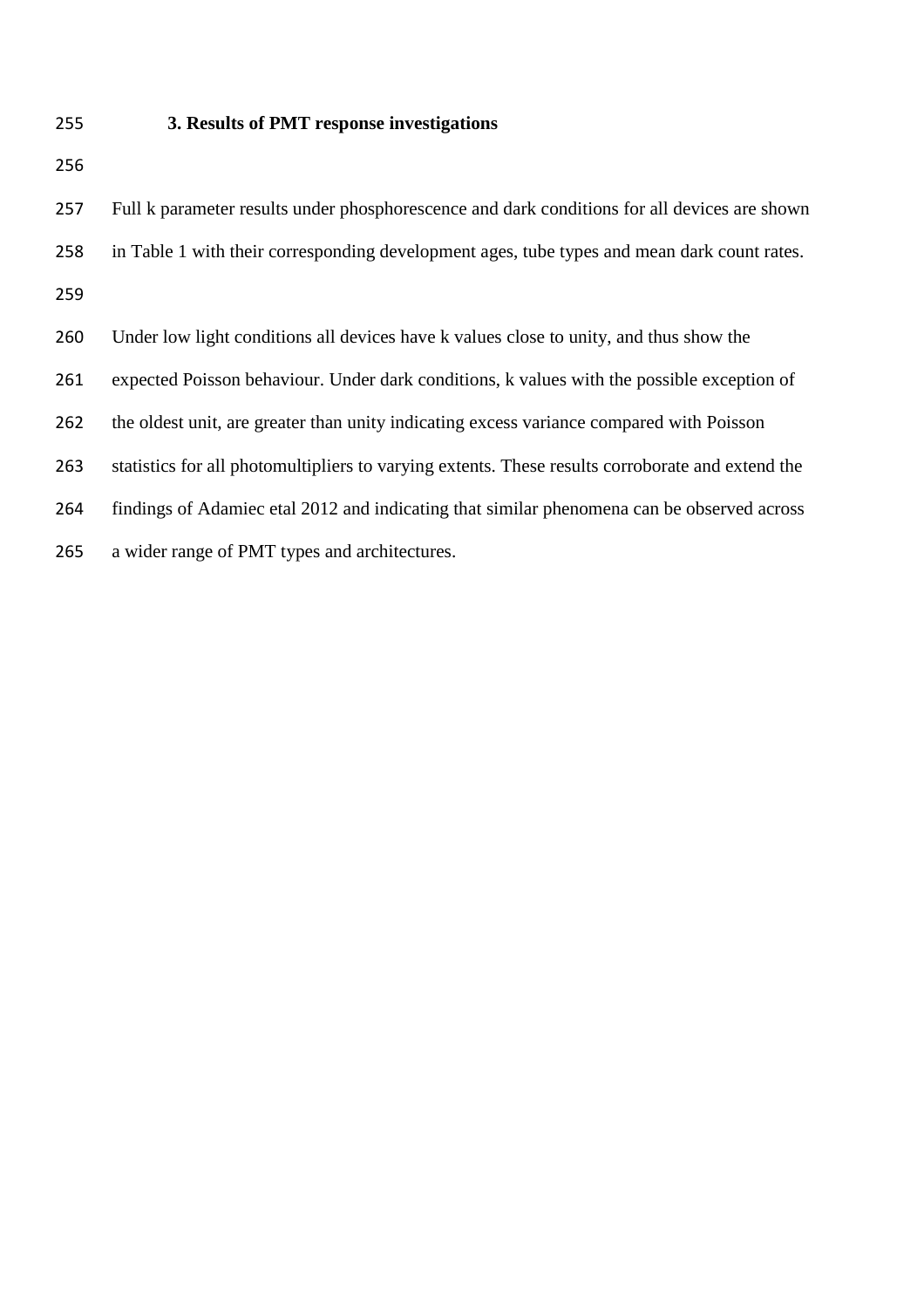## 3. Results of PMT response investigations

Full k parameter results under phosphorescence and dark conditions for all devices are shown in Table 1 with their corresponding development ages, tube types and mean dark count rates.

Under low light conditions all devices have k values close to unity, and thus show the expected Poisson behaviour. Under dark conditions, k values with the possible exception of the oldest unit, are greater than unity indicating excess variance compared with Poisson statistics for all photomultipliers to varying extents. These results corroborate and extend the findings of Adamiec etal 2012 and indicating that similar phenomena can be observed across a wider range of PMT types and architectures.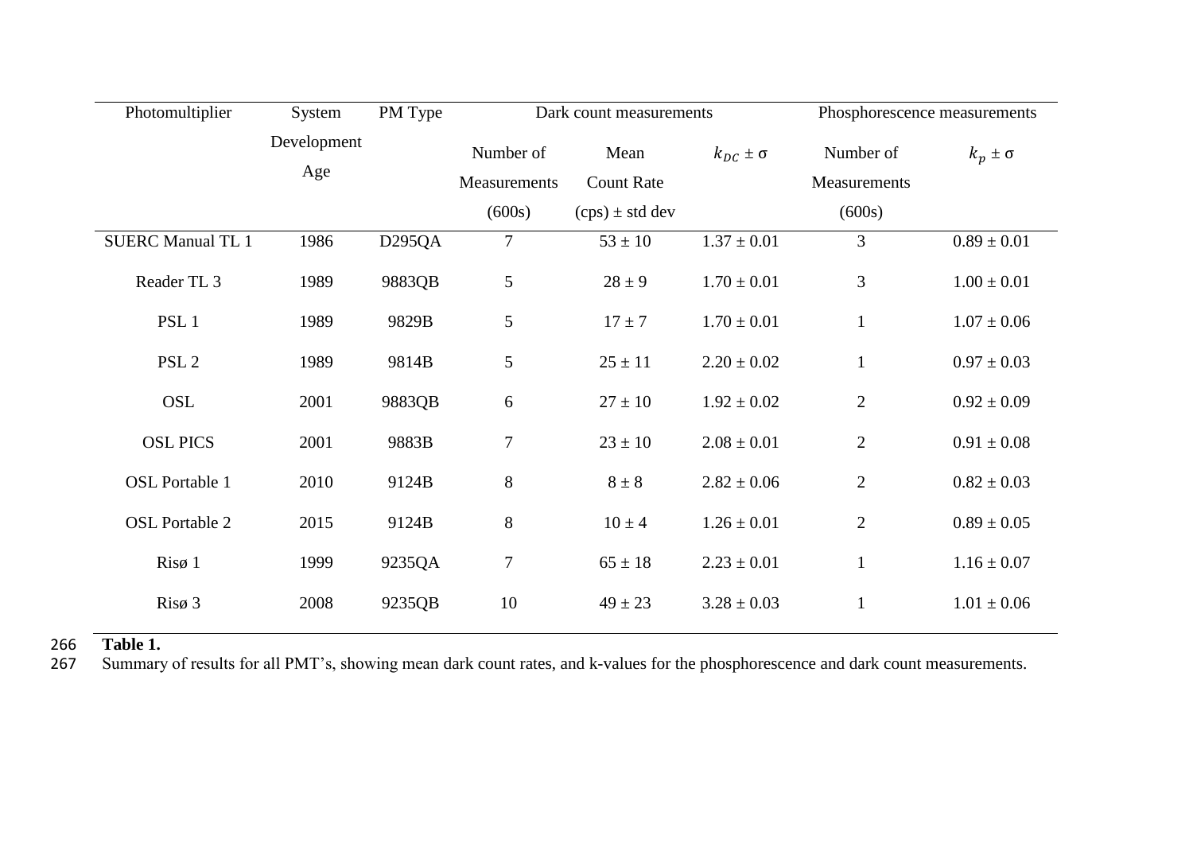| Photomultiplier | System Development Age | PM Type | Dark count measurements | | | Phosphorescence measurements | |
|---|---|---|---|---|---|---|---|
| | | | Number of Measurements (600s) | Mean Count Rate (cps) ± std dev | $k_{DC}$ ± σ | Number of Measurements (600s) | $k_{p}$ ± σ |
| SUERC Manual TL 1 | 1986 | D295QA | 7 | 53 ± 10 | 1.37 ± 0.01 | 3 | 0.89 ± 0.01 |
| Reader TL 3 | 1989 | 9883QB | 5 | 28 ± 9 | 1.70 ± 0.01 | 3 | 1.00 ± 0.01 |
| PSL 1 | 1989 | 9829B | 5 | 17 ± 7 | 1.70 ± 0.01 | 1 | 1.07 ± 0.06 |
| PSL 2 | 1989 | 9814B | 5 | 25 ± 11 | 2.20 ± 0.02 | 1 | 0.97 ± 0.03 |
| OSL | 2001 | 9883QB | 6 | 27 ± 10 | 1.92 ± 0.02 | 2 | 0.92 ± 0.09 |
| OSL PICS | 2001 | 9883B | 7 | 23 ± 10 | 2.08 ± 0.01 | 2 | 0.91 ± 0.08 |
| OSL Portable 1 | 2010 | 9124B | 8 | 8 ± 8 | 2.82 ± 0.06 | 2 | 0.82 ± 0.03 |
| OSL Portable 2 | 2015 | 9124B | 8 | 10 ± 4 | 1.26 ± 0.01 | 2 | 0.89 ± 0.05 |
| Risø 1 | 1999 | 9235QA | 7 | 65 ± 18 | 2.23 ± 0.01 | 1 | 1.16 ± 0.07 |
| Risø 3 | 2008 | 9235QB | 10 | 49 ± 23 | 3.28 ± 0.03 | 1 | 1.01 ± 0.06 |

**Table 1.**
Summary of results for all PMT's, showing mean dark count rates, and k-values for the phosphorescence and dark count measurements.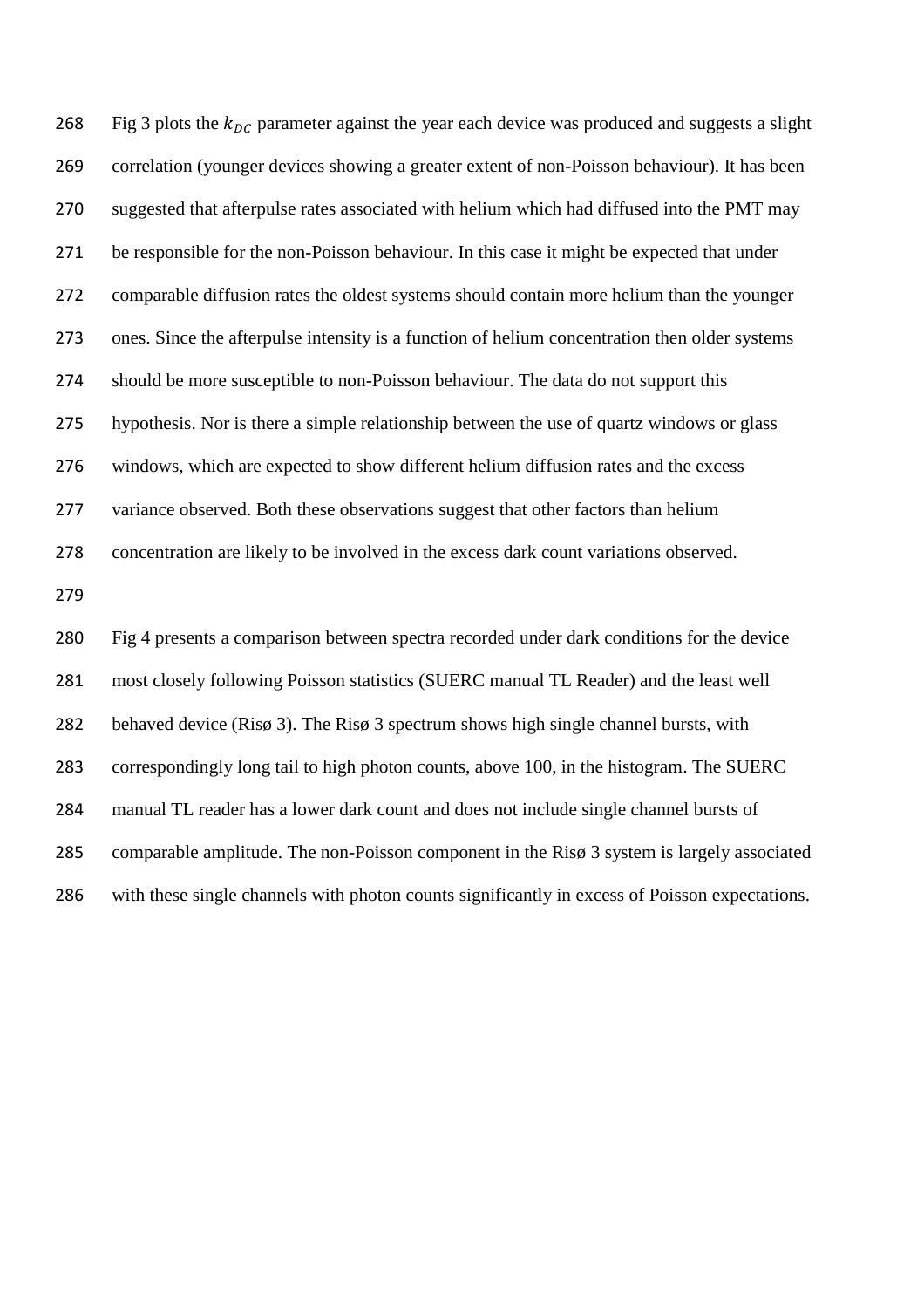Fig 3 plots the $k_{DC}$ parameter against the year each device was produced and suggests a slight correlation (younger devices showing a greater extent of non-Poisson behaviour). It has been suggested that afterpulse rates associated with helium which had diffused into the PMT may be responsible for the non-Poisson behaviour. In this case it might be expected that under comparable diffusion rates the oldest systems should contain more helium than the younger ones. Since the afterpulse intensity is a function of helium concentration then older systems should be more susceptible to non-Poisson behaviour. The data do not support this hypothesis. Nor is there a simple relationship between the use of quartz windows or glass windows, which are expected to show different helium diffusion rates and the excess variance observed. Both these observations suggest that other factors than helium concentration are likely to be involved in the excess dark count variations observed.

Fig 4 presents a comparison between spectra recorded under dark conditions for the device most closely following Poisson statistics (SUERC manual TL Reader) and the least well behaved device (Risø 3). The Risø 3 spectrum shows high single channel bursts, with correspondingly long tail to high photon counts, above 100, in the histogram. The SUERC manual TL reader has a lower dark count and does not include single channel bursts of comparable amplitude. The non-Poisson component in the Risø 3 system is largely associated with these single channels with photon counts significantly in excess of Poisson expectations.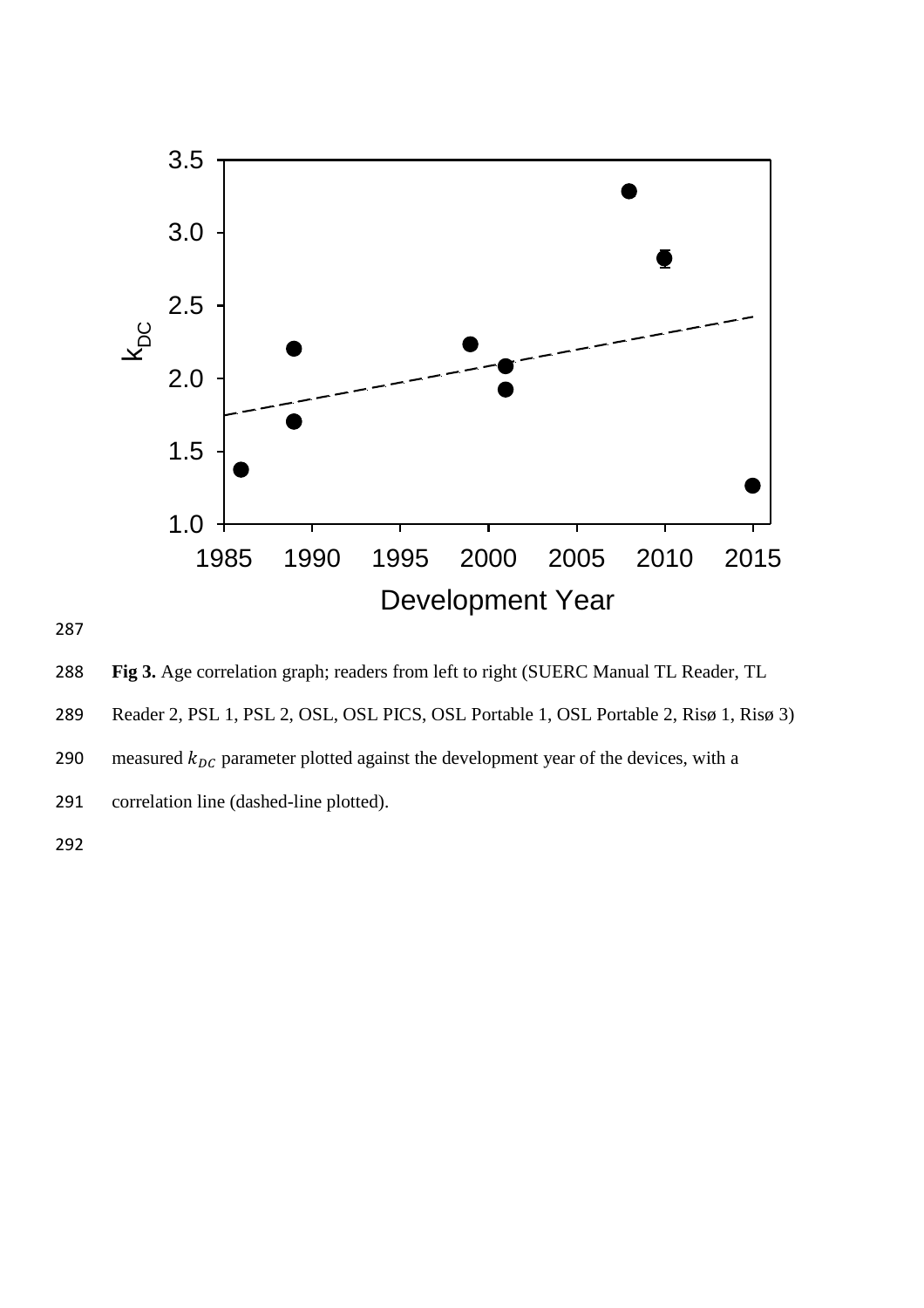**Fig 3.** Age correlation graph; readers from left to right (SUERC Manual TL Reader, TL Reader 2, PSL 1, PSL 2, OSL, OSL PICS, OSL Portable 1, OSL Portable 2, Risø 1, Risø 3) measured $k_{DC}$ parameter plotted against the development year of the devices, with a correlation line (dashed-line plotted).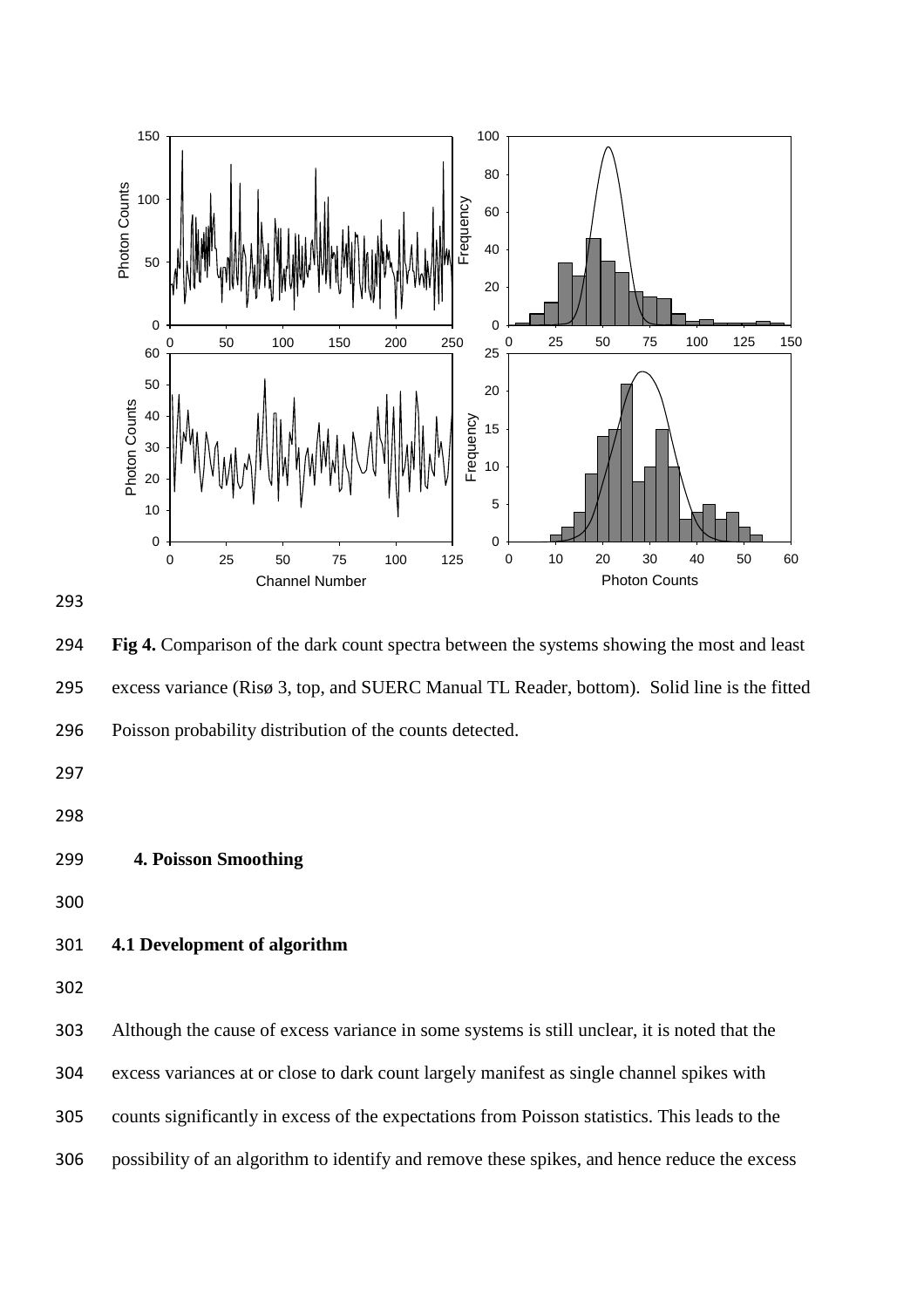**Fig 4.** Comparison of the dark count spectra between the systems showing the most and least excess variance (Risø 3, top, and SUERC Manual TL Reader, bottom). Solid line is the fitted Poisson probability distribution of the counts detected.

## 4. Poisson Smoothing

### 4.1 Development of algorithm

Although the cause of excess variance in some systems is still unclear, it is noted that the excess variances at or close to dark count largely manifest as single channel spikes with counts significantly in excess of the expectations from Poisson statistics. This leads to the possibility of an algorithm to identify and remove these spikes, and hence reduce the excess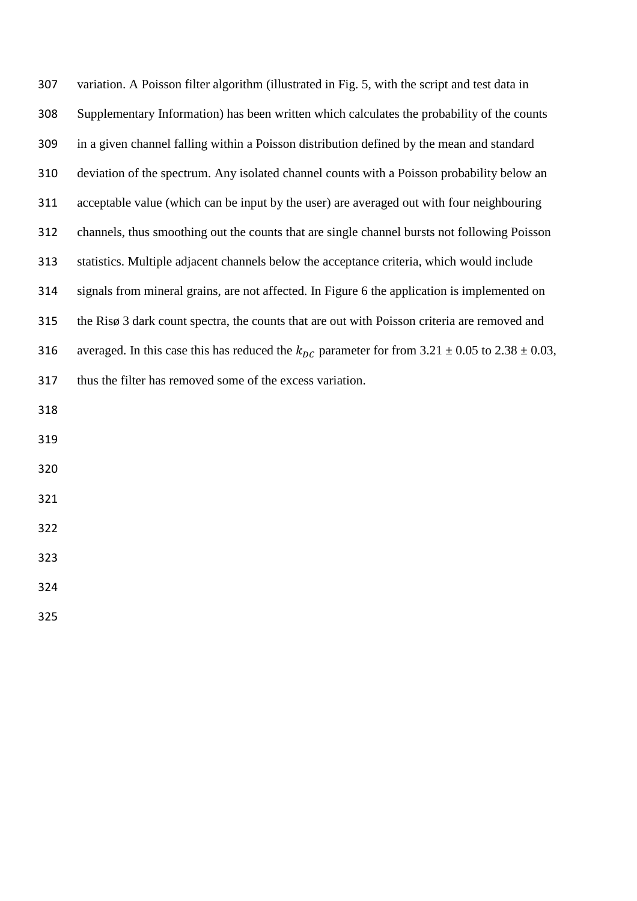variation. A Poisson filter algorithm (illustrated in Fig. 5, with the script and test data in Supplementary Information) has been written which calculates the probability of the counts in a given channel falling within a Poisson distribution defined by the mean and standard deviation of the spectrum. Any isolated channel counts with a Poisson probability below an acceptable value (which can be input by the user) are averaged out with four neighbouring channels, thus smoothing out the counts that are single channel bursts not following Poisson statistics. Multiple adjacent channels below the acceptance criteria, which would include signals from mineral grains, are not affected. In Figure 6 the application is implemented on the Risø 3 dark count spectra, the counts that are out with Poisson criteria are removed and averaged. In this case this has reduced the $k_{DC}$ parameter for from 3.21 ± 0.05 to 2.38 ± 0.03, thus the filter has removed some of the excess variation.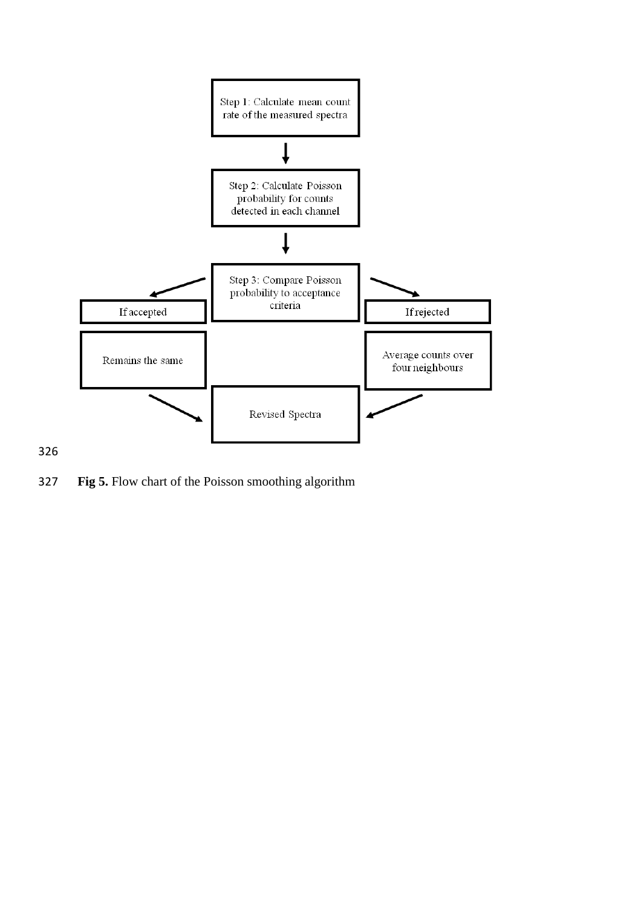Step 1: Calculate mean count rate of the measured spectra

Step 2: Calculate Poisson probability for counts detected in each channel

Step 3: Compare Poisson probability to acceptance criteria

If accepted → Remains the same

If rejected → Average counts over four neighbours

Revised Spectra

**Fig 5.** Flow chart of the Poisson smoothing algorithm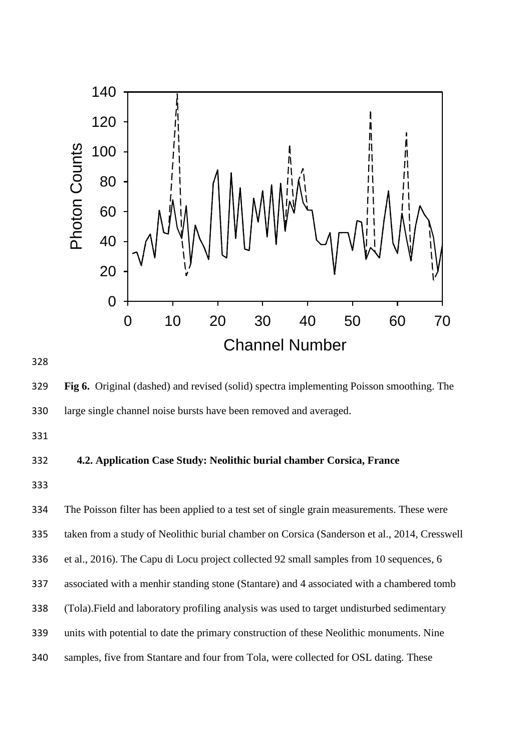**Fig 6.** Original (dashed) and revised (solid) spectra implementing Poisson smoothing. The large single channel noise bursts have been removed and averaged.

### 4.2. Application Case Study: Neolithic burial chamber Corsica, France

The Poisson filter has been applied to a test set of single grain measurements. These were taken from a study of Neolithic burial chamber on Corsica (Sanderson et al., 2014, Cresswell et al., 2016). The Capu di Locu project collected 92 small samples from 10 sequences, 6 associated with a menhir standing stone (Stantare) and 4 associated with a chambered tomb (Tola).Field and laboratory profiling analysis was used to target undisturbed sedimentary units with potential to date the primary construction of these Neolithic monuments. Nine samples, five from Stantare and four from Tola, were collected for OSL dating. These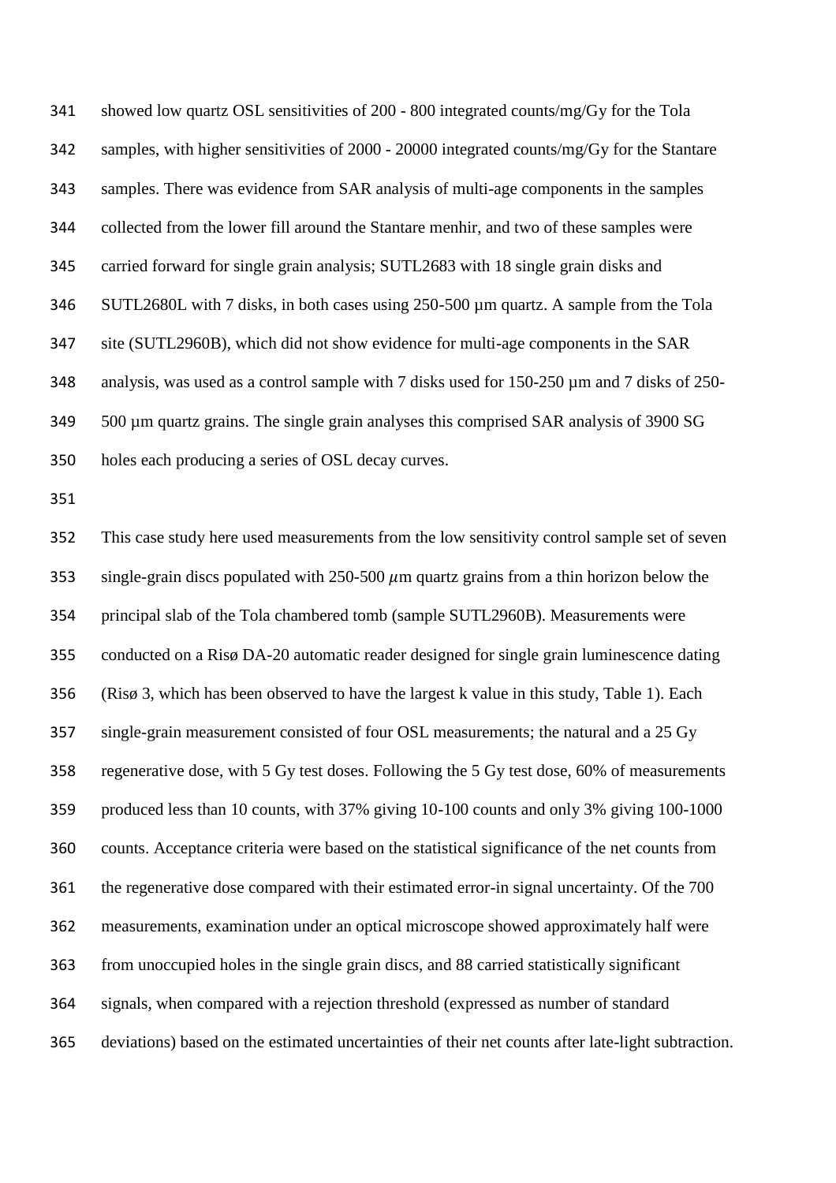showed low quartz OSL sensitivities of 200 - 800 integrated counts/mg/Gy for the Tola samples, with higher sensitivities of 2000 - 20000 integrated counts/mg/Gy for the Stantare samples. There was evidence from SAR analysis of multi-age components in the samples collected from the lower fill around the Stantare menhir, and two of these samples were carried forward for single grain analysis; SUTL2683 with 18 single grain disks and SUTL2680L with 7 disks, in both cases using 250-500 µm quartz. A sample from the Tola site (SUTL2960B), which did not show evidence for multi-age components in the SAR analysis, was used as a control sample with 7 disks used for 150-250 µm and 7 disks of 250-500 µm quartz grains. The single grain analyses this comprised SAR analysis of 3900 SG holes each producing a series of OSL decay curves.

This case study here used measurements from the low sensitivity control sample set of seven single-grain discs populated with 250-500 $\mu$m quartz grains from a thin horizon below the principal slab of the Tola chambered tomb (sample SUTL2960B). Measurements were conducted on a Risø DA-20 automatic reader designed for single grain luminescence dating (Risø 3, which has been observed to have the largest k value in this study, Table 1). Each single-grain measurement consisted of four OSL measurements; the natural and a 25 Gy regenerative dose, with 5 Gy test doses. Following the 5 Gy test dose, 60% of measurements produced less than 10 counts, with 37% giving 10-100 counts and only 3% giving 100-1000 counts. Acceptance criteria were based on the statistical significance of the net counts from the regenerative dose compared with their estimated error-in signal uncertainty. Of the 700 measurements, examination under an optical microscope showed approximately half were from unoccupied holes in the single grain discs, and 88 carried statistically significant signals, when compared with a rejection threshold (expressed as number of standard deviations) based on the estimated uncertainties of their net counts after late-light subtraction.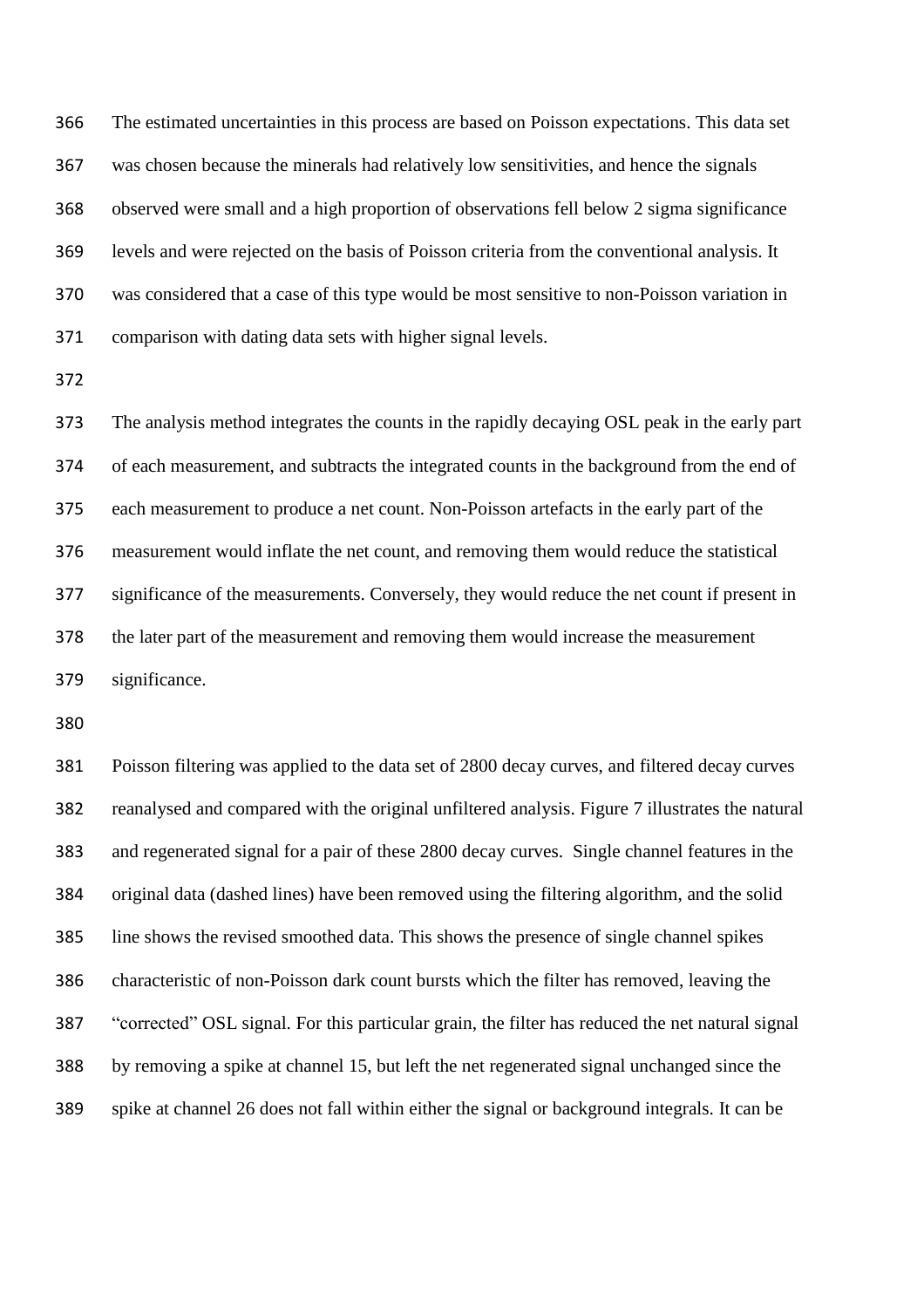The estimated uncertainties in this process are based on Poisson expectations. This data set was chosen because the minerals had relatively low sensitivities, and hence the signals observed were small and a high proportion of observations fell below 2 sigma significance levels and were rejected on the basis of Poisson criteria from the conventional analysis. It was considered that a case of this type would be most sensitive to non-Poisson variation in comparison with dating data sets with higher signal levels.

The analysis method integrates the counts in the rapidly decaying OSL peak in the early part of each measurement, and subtracts the integrated counts in the background from the end of each measurement to produce a net count. Non-Poisson artefacts in the early part of the measurement would inflate the net count, and removing them would reduce the statistical significance of the measurements. Conversely, they would reduce the net count if present in the later part of the measurement and removing them would increase the measurement significance.

Poisson filtering was applied to the data set of 2800 decay curves, and filtered decay curves reanalysed and compared with the original unfiltered analysis. Figure 7 illustrates the natural and regenerated signal for a pair of these 2800 decay curves. Single channel features in the original data (dashed lines) have been removed using the filtering algorithm, and the solid line shows the revised smoothed data. This shows the presence of single channel spikes characteristic of non-Poisson dark count bursts which the filter has removed, leaving the "corrected" OSL signal. For this particular grain, the filter has reduced the net natural signal by removing a spike at channel 15, but left the net regenerated signal unchanged since the spike at channel 26 does not fall within either the signal or background integrals. It can be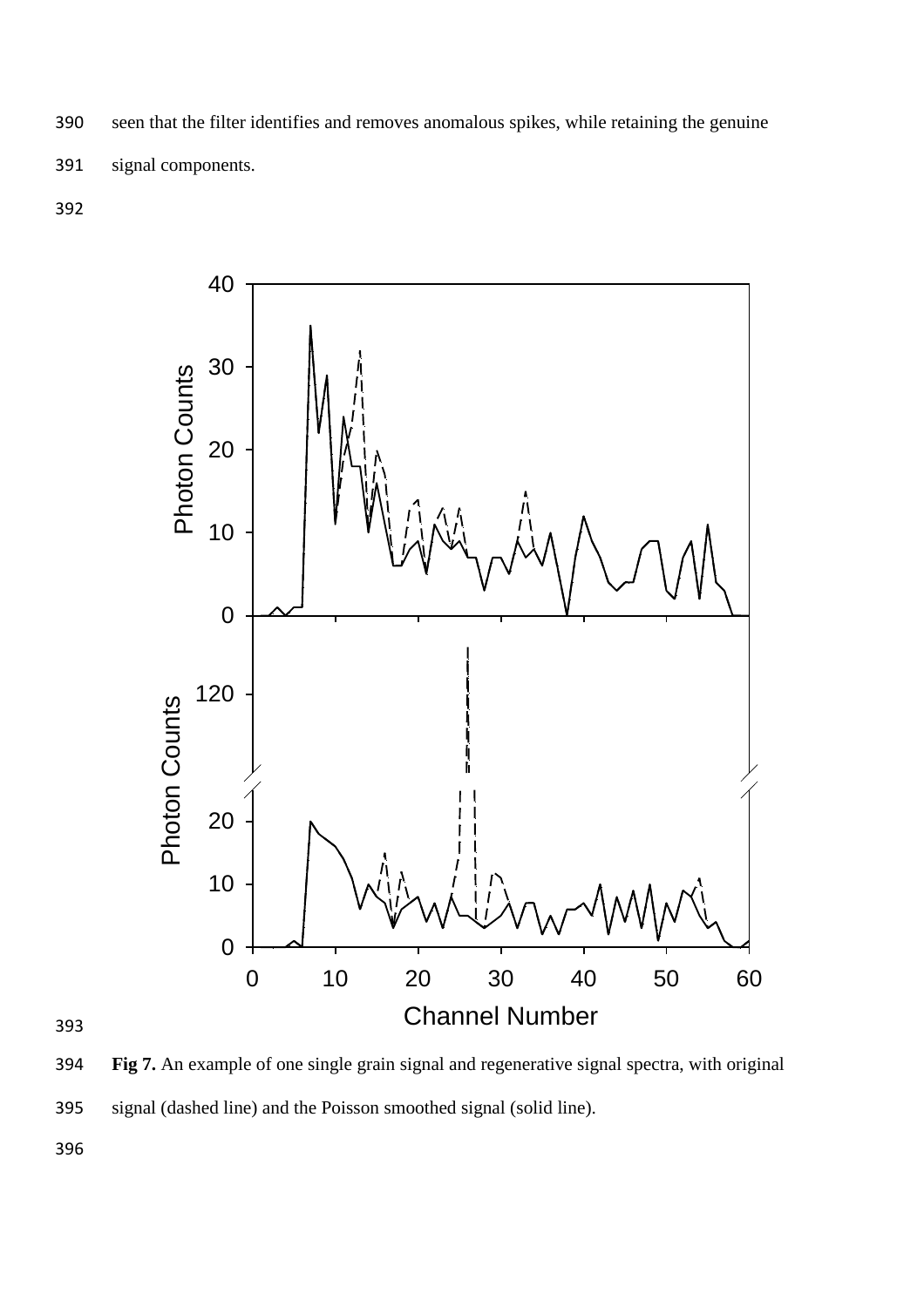seen that the filter identifies and removes anomalous spikes, while retaining the genuine signal components.

**Fig 7.** An example of one single grain signal and regenerative signal spectra, with original signal (dashed line) and the Poisson smoothed signal (solid line).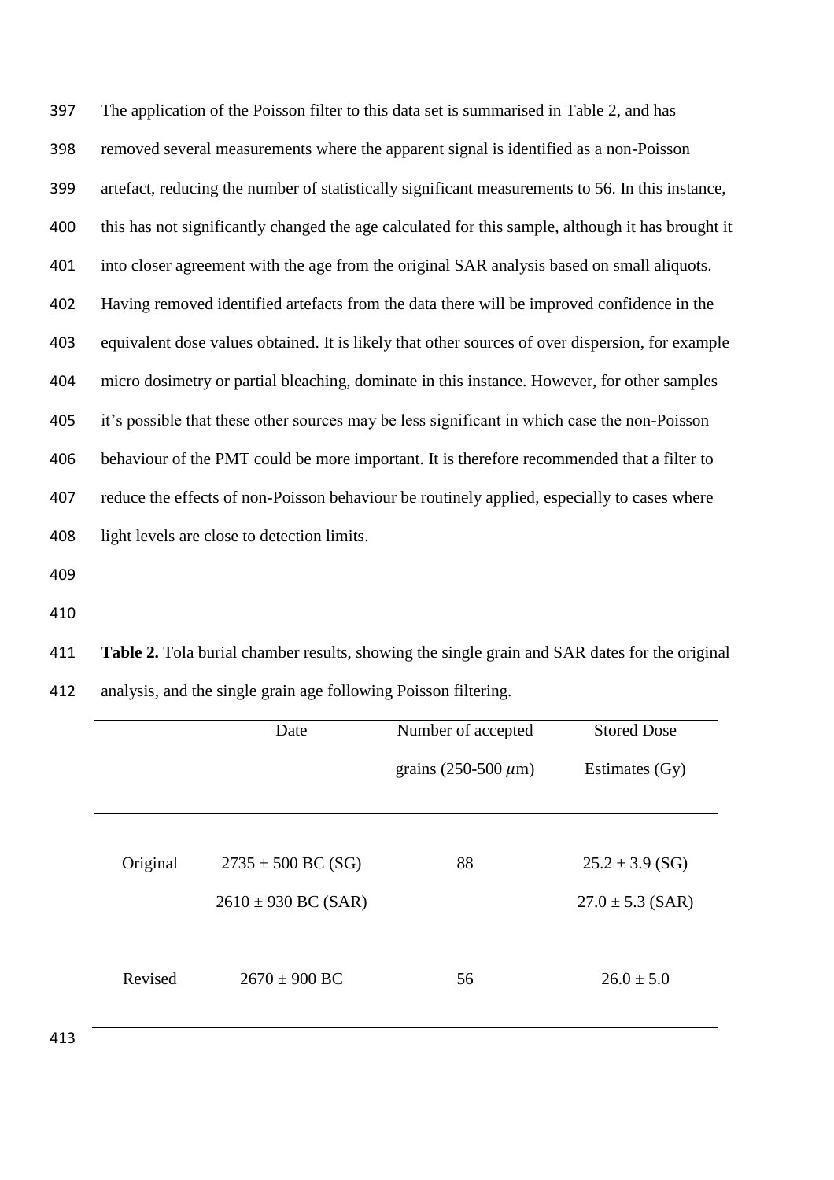The application of the Poisson filter to this data set is summarised in Table 2, and has removed several measurements where the apparent signal is identified as a non-Poisson artefact, reducing the number of statistically significant measurements to 56. In this instance, this has not significantly changed the age calculated for this sample, although it has brought it into closer agreement with the age from the original SAR analysis based on small aliquots. Having removed identified artefacts from the data there will be improved confidence in the equivalent dose values obtained. It is likely that other sources of over dispersion, for example micro dosimetry or partial bleaching, dominate in this instance. However, for other samples it's possible that these other sources may be less significant in which case the non-Poisson behaviour of the PMT could be more important. It is therefore recommended that a filter to reduce the effects of non-Poisson behaviour be routinely applied, especially to cases where light levels are close to detection limits.

**Table 2.** Tola burial chamber results, showing the single grain and SAR dates for the original analysis, and the single grain age following Poisson filtering.

| | Date | Number of accepted grains (250-500 $\mu$m) | Stored Dose Estimates (Gy) |
|---|---|---|---|
| Original | 2735 ± 500 BC (SG) | 88 | 25.2 ± 3.9 (SG) |
| | 2610 ± 930 BC (SAR) | | 27.0 ± 5.3 (SAR) |
| Revised | 2670 ± 900 BC | 56 | 26.0 ± 5.0 |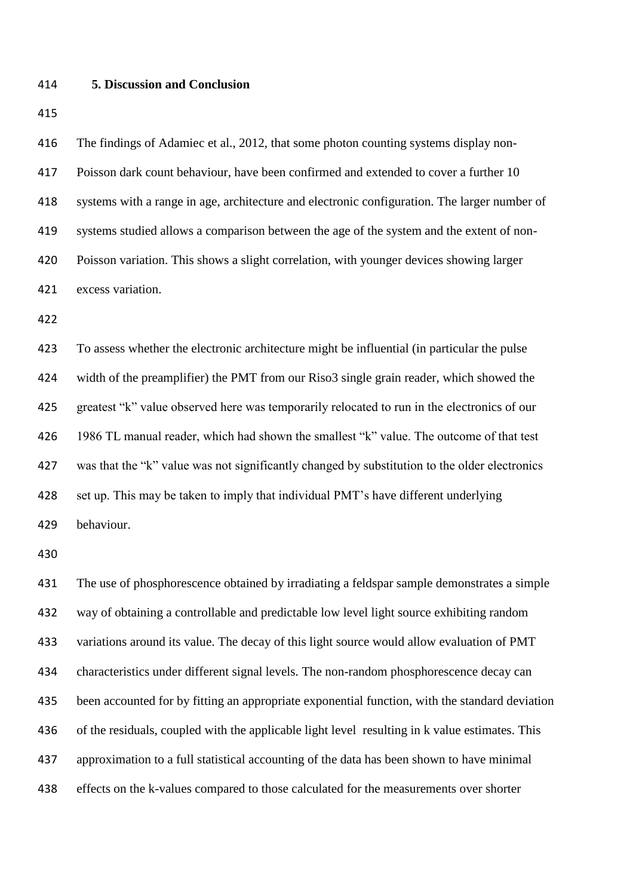## 5. Discussion and Conclusion

The findings of Adamiec et al., 2012, that some photon counting systems display non-Poisson dark count behaviour, have been confirmed and extended to cover a further 10 systems with a range in age, architecture and electronic configuration. The larger number of systems studied allows a comparison between the age of the system and the extent of non-Poisson variation. This shows a slight correlation, with younger devices showing larger excess variation.

To assess whether the electronic architecture might be influential (in particular the pulse width of the preamplifier) the PMT from our Riso3 single grain reader, which showed the greatest "k" value observed here was temporarily relocated to run in the electronics of our 1986 TL manual reader, which had shown the smallest "k" value. The outcome of that test was that the "k" value was not significantly changed by substitution to the older electronics set up. This may be taken to imply that individual PMT's have different underlying behaviour.

The use of phosphorescence obtained by irradiating a feldspar sample demonstrates a simple way of obtaining a controllable and predictable low level light source exhibiting random variations around its value. The decay of this light source would allow evaluation of PMT characteristics under different signal levels. The non-random phosphorescence decay can been accounted for by fitting an appropriate exponential function, with the standard deviation of the residuals, coupled with the applicable light level resulting in k value estimates. This approximation to a full statistical accounting of the data has been shown to have minimal effects on the k-values compared to those calculated for the measurements over shorter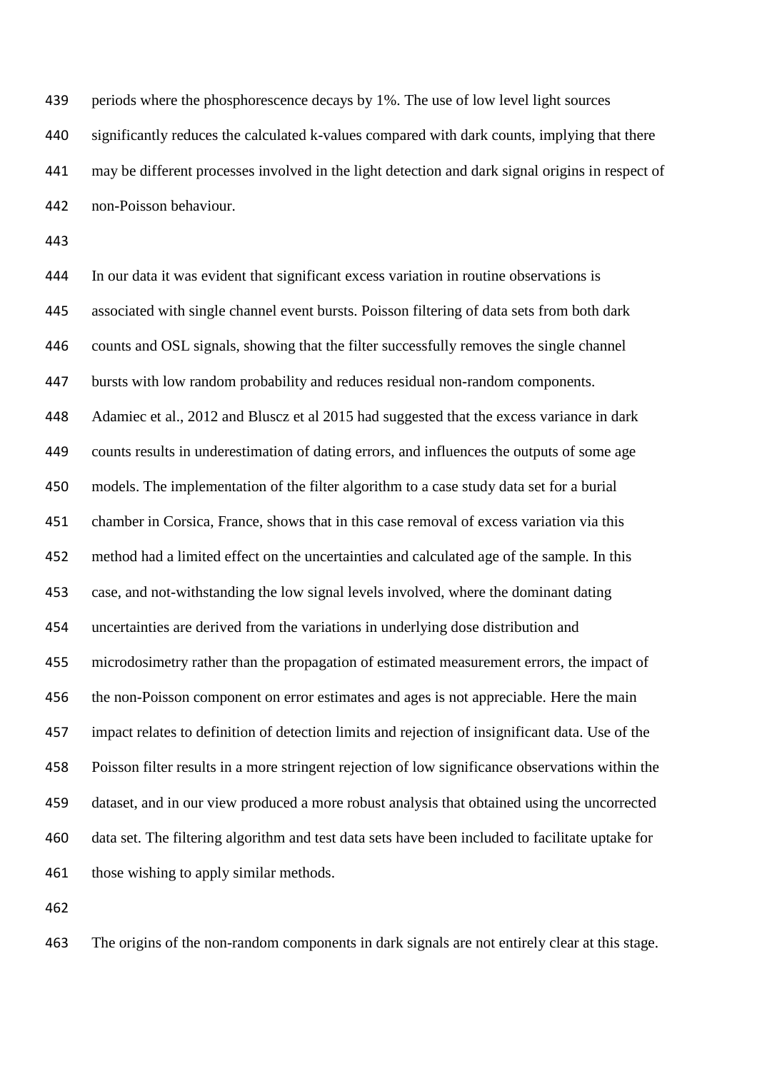periods where the phosphorescence decays by 1%. The use of low level light sources significantly reduces the calculated k-values compared with dark counts, implying that there may be different processes involved in the light detection and dark signal origins in respect of non-Poisson behaviour.

In our data it was evident that significant excess variation in routine observations is associated with single channel event bursts. Poisson filtering of data sets from both dark counts and OSL signals, showing that the filter successfully removes the single channel bursts with low random probability and reduces residual non-random components. Adamiec et al., 2012 and Bluscz et al 2015 had suggested that the excess variance in dark counts results in underestimation of dating errors, and influences the outputs of some age models. The implementation of the filter algorithm to a case study data set for a burial chamber in Corsica, France, shows that in this case removal of excess variation via this method had a limited effect on the uncertainties and calculated age of the sample. In this case, and not-withstanding the low signal levels involved, where the dominant dating uncertainties are derived from the variations in underlying dose distribution and microdosimetry rather than the propagation of estimated measurement errors, the impact of the non-Poisson component on error estimates and ages is not appreciable. Here the main impact relates to definition of detection limits and rejection of insignificant data. Use of the Poisson filter results in a more stringent rejection of low significance observations within the dataset, and in our view produced a more robust analysis that obtained using the uncorrected data set. The filtering algorithm and test data sets have been included to facilitate uptake for those wishing to apply similar methods.

The origins of the non-random components in dark signals are not entirely clear at this stage.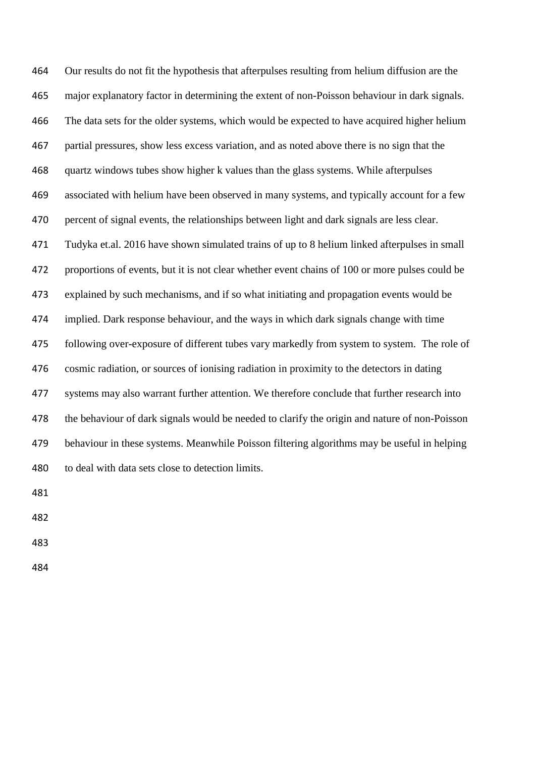Our results do not fit the hypothesis that afterpulses resulting from helium diffusion are the major explanatory factor in determining the extent of non-Poisson behaviour in dark signals. The data sets for the older systems, which would be expected to have acquired higher helium partial pressures, show less excess variation, and as noted above there is no sign that the quartz windows tubes show higher k values than the glass systems. While afterpulses associated with helium have been observed in many systems, and typically account for a few percent of signal events, the relationships between light and dark signals are less clear. Tudyka et.al. 2016 have shown simulated trains of up to 8 helium linked afterpulses in small proportions of events, but it is not clear whether event chains of 100 or more pulses could be explained by such mechanisms, and if so what initiating and propagation events would be implied. Dark response behaviour, and the ways in which dark signals change with time following over-exposure of different tubes vary markedly from system to system. The role of cosmic radiation, or sources of ionising radiation in proximity to the detectors in dating systems may also warrant further attention. We therefore conclude that further research into the behaviour of dark signals would be needed to clarify the origin and nature of non-Poisson behaviour in these systems. Meanwhile Poisson filtering algorithms may be useful in helping to deal with data sets close to detection limits.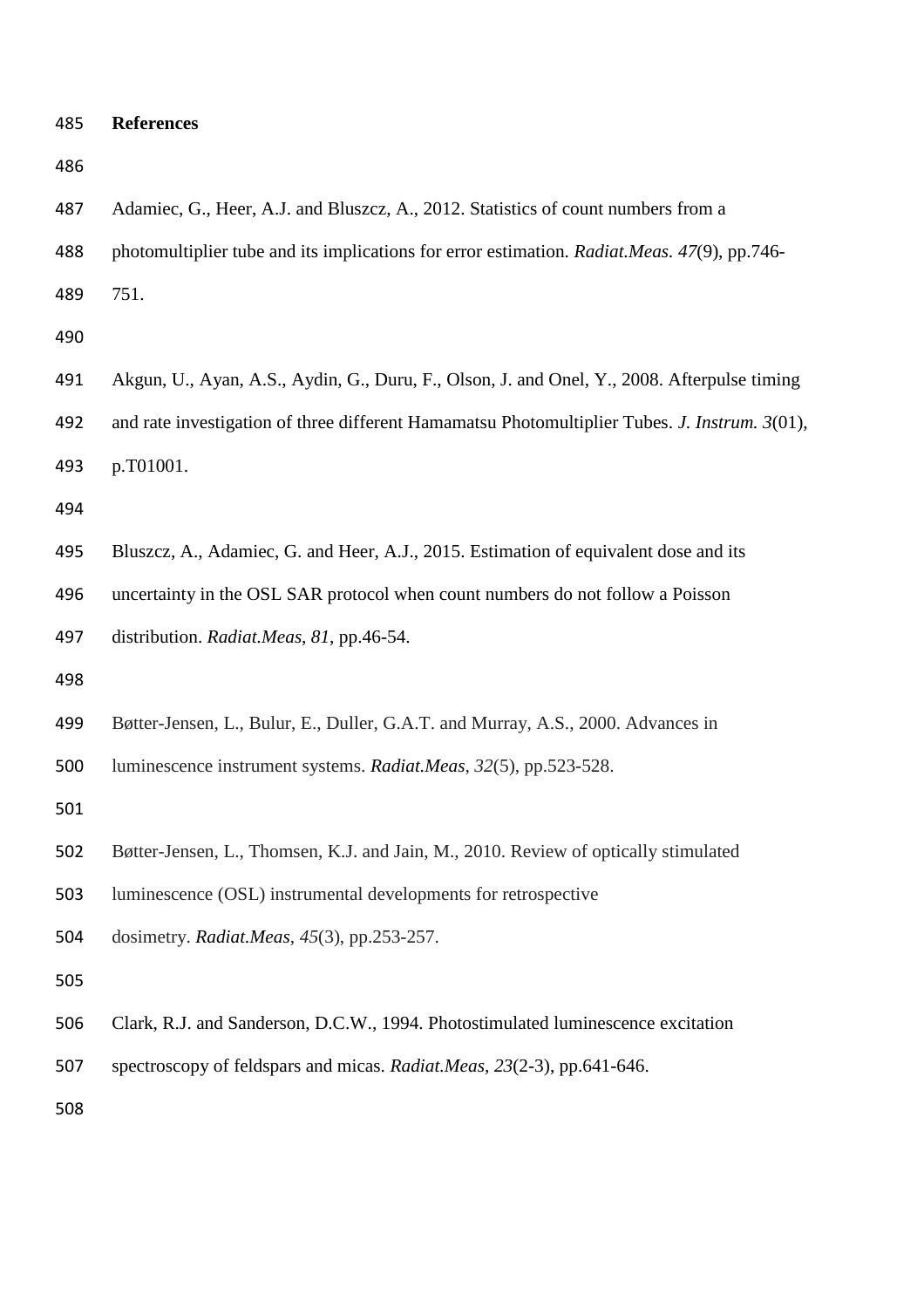## References

Adamiec, G., Heer, A.J. and Bluszcz, A., 2012. Statistics of count numbers from a photomultiplier tube and its implications for error estimation. *Radiat.Meas. 47*(9), pp.746-751.

Akgun, U., Ayan, A.S., Aydin, G., Duru, F., Olson, J. and Onel, Y., 2008. Afterpulse timing and rate investigation of three different Hamamatsu Photomultiplier Tubes. *J. Instrum. 3*(01), p.T01001.

Bluszcz, A., Adamiec, G. and Heer, A.J., 2015. Estimation of equivalent dose and its uncertainty in the OSL SAR protocol when count numbers do not follow a Poisson distribution. *Radiat.Meas*, *81*, pp.46-54.

Bøtter-Jensen, L., Bulur, E., Duller, G.A.T. and Murray, A.S., 2000. Advances in luminescence instrument systems. *Radiat.Meas*, *32*(5), pp.523-528.

Bøtter-Jensen, L., Thomsen, K.J. and Jain, M., 2010. Review of optically stimulated luminescence (OSL) instrumental developments for retrospective dosimetry. *Radiat.Meas*, *45*(3), pp.253-257.

Clark, R.J. and Sanderson, D.C.W., 1994. Photostimulated luminescence excitation spectroscopy of feldspars and micas. *Radiat.Meas*, *23*(2-3), pp.641-646.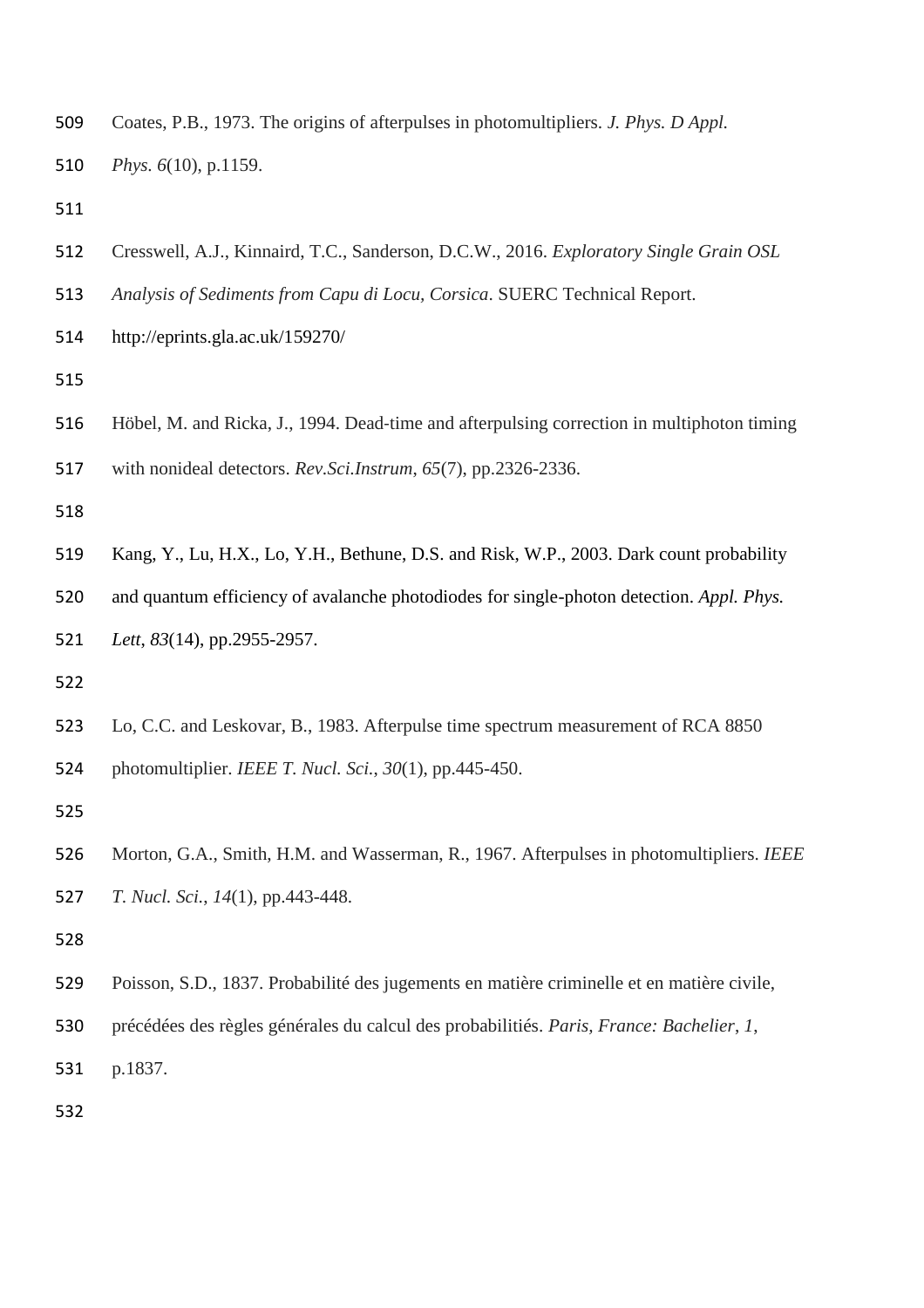Coates, P.B., 1973. The origins of afterpulses in photomultipliers. *J. Phys. D Appl. Phys. 6*(10), p.1159.

Cresswell, A.J., Kinnaird, T.C., Sanderson, D.C.W., 2016. *Exploratory Single Grain OSL Analysis of Sediments from Capu di Locu, Corsica*. SUERC Technical Report. http://eprints.gla.ac.uk/159270/

Höbel, M. and Ricka, J., 1994. Dead-time and afterpulsing correction in multiphoton timing with nonideal detectors. *Rev.Sci.Instrum*, *65*(7), pp.2326-2336.

Kang, Y., Lu, H.X., Lo, Y.H., Bethune, D.S. and Risk, W.P., 2003. Dark count probability and quantum efficiency of avalanche photodiodes for single-photon detection. *Appl. Phys. Lett*, *83*(14), pp.2955-2957.

Lo, C.C. and Leskovar, B., 1983. Afterpulse time spectrum measurement of RCA 8850 photomultiplier. *IEEE T. Nucl. Sci.*, *30*(1), pp.445-450.

Morton, G.A., Smith, H.M. and Wasserman, R., 1967. Afterpulses in photomultipliers. *IEEE T. Nucl. Sci.*, *14*(1), pp.443-448.

Poisson, S.D., 1837. Probabilité des jugements en matière criminelle et en matière civile, précédées des règles générales du calcul des probabilitiés. *Paris, France: Bachelier*, *1*, p.1837.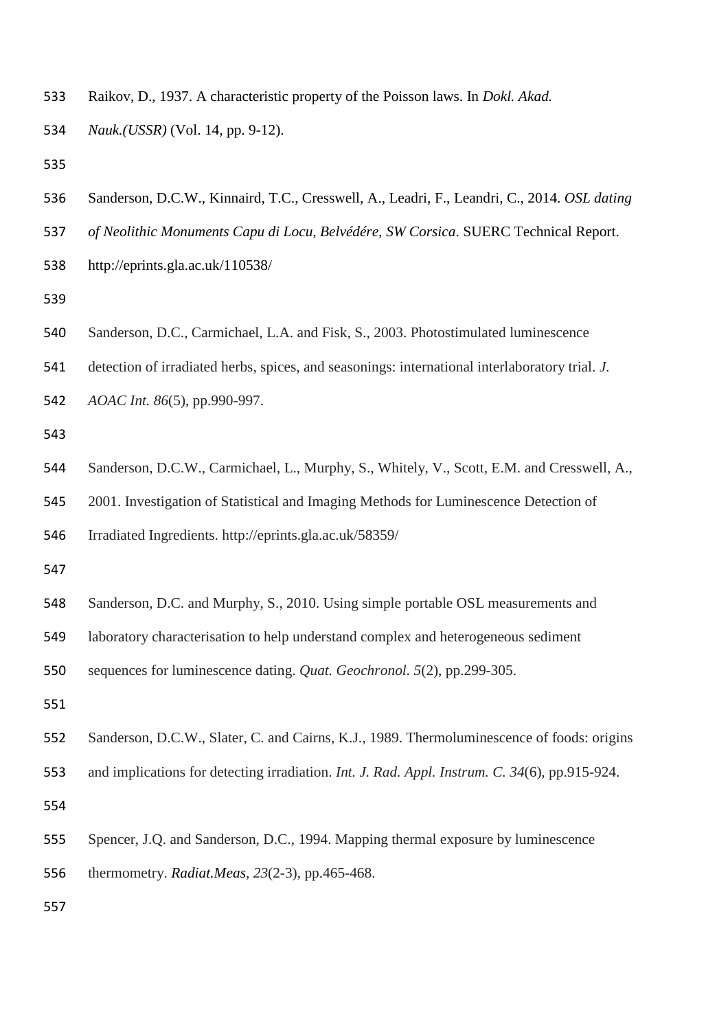Raikov, D., 1937. A characteristic property of the Poisson laws. In *Dokl. Akad. Nauk.(USSR)* (Vol. 14, pp. 9-12).

Sanderson, D.C.W., Kinnaird, T.C., Cresswell, A., Leadri, F., Leandri, C., 2014. *OSL dating of Neolithic Monuments Capu di Locu, Belvédére, SW Corsica*. SUERC Technical Report. http://eprints.gla.ac.uk/110538/

Sanderson, D.C., Carmichael, L.A. and Fisk, S., 2003. Photostimulated luminescence detection of irradiated herbs, spices, and seasonings: international interlaboratory trial. *J. AOAC Int. 86*(5), pp.990-997.

Sanderson, D.C.W., Carmichael, L., Murphy, S., Whitely, V., Scott, E.M. and Cresswell, A., 2001. Investigation of Statistical and Imaging Methods for Luminescence Detection of Irradiated Ingredients. http://eprints.gla.ac.uk/58359/

Sanderson, D.C. and Murphy, S., 2010. Using simple portable OSL measurements and laboratory characterisation to help understand complex and heterogeneous sediment sequences for luminescence dating. *Quat. Geochronol. 5*(2), pp.299-305.

Sanderson, D.C.W., Slater, C. and Cairns, K.J., 1989. Thermoluminescence of foods: origins and implications for detecting irradiation. *Int. J. Rad. Appl. Instrum. C. 34*(6), pp.915-924.

Spencer, J.Q. and Sanderson, D.C., 1994. Mapping thermal exposure by luminescence thermometry. *Radiat.Meas*, *23*(2-3), pp.465-468.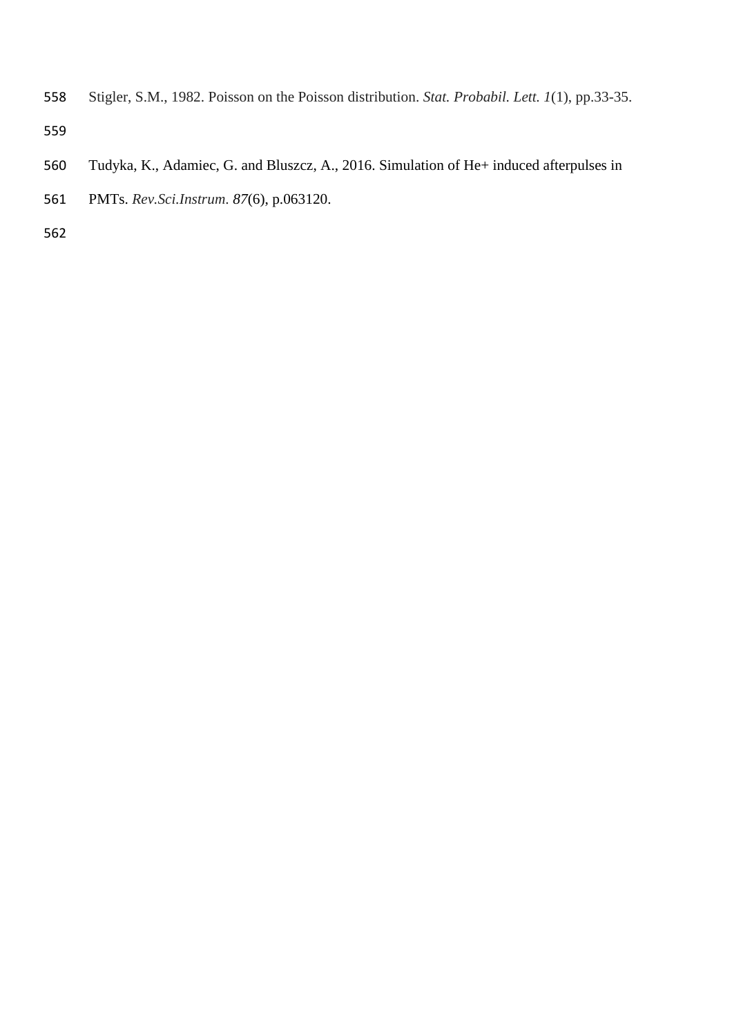Stigler, S.M., 1982. Poisson on the Poisson distribution. *Stat. Probabil. Lett. 1*(1), pp.33-35.

Tudyka, K., Adamiec, G. and Bluszcz, A., 2016. Simulation of He+ induced afterpulses in PMTs. *Rev.Sci.Instrum. 87*(6), p.063120.